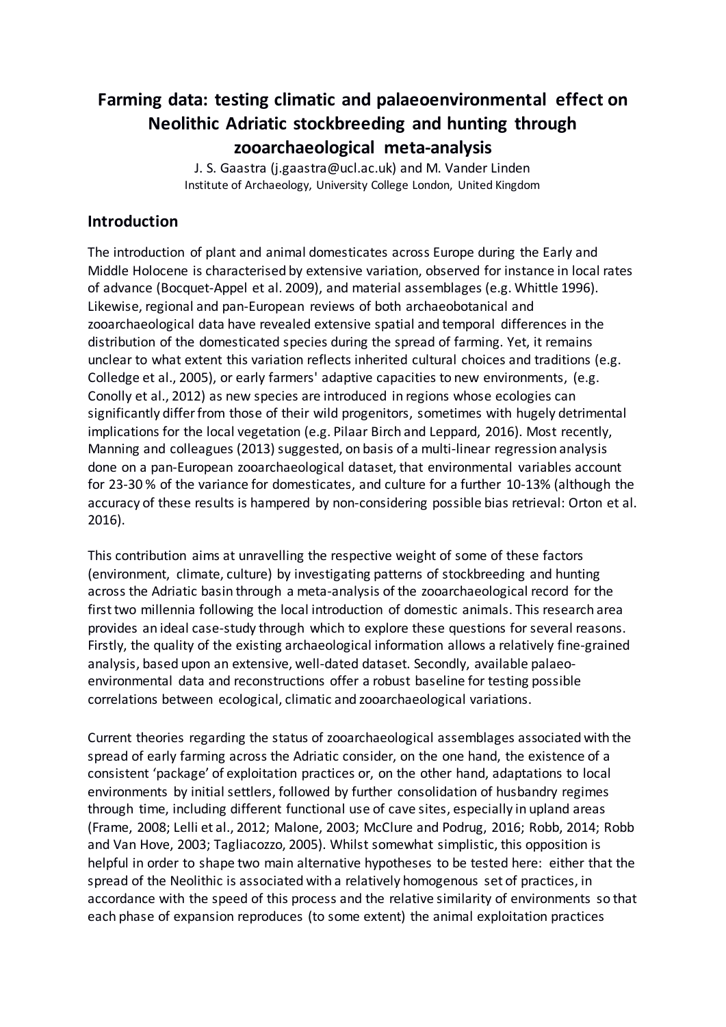# Farming data: testing climatic and palaeoenvironmental effect on Neolithic Adriatic stockbreeding and hunting through zooarchaeological meta-analysis

J. S. Gaastra (j.gaastra@ucl.ac.uk) and M. Vander Linden
Institute of Archaeology, University College London, United Kingdom

## Introduction

The introduction of plant and animal domesticates across Europe during the Early and Middle Holocene is characterised by extensive variation, observed for instance in local rates of advance (Bocquet-Appel et al. 2009), and material assemblages (e.g. Whittle 1996). Likewise, regional and pan-European reviews of both archaeobotanical and zooarchaeological data have revealed extensive spatial and temporal differences in the distribution of the domesticated species during the spread of farming. Yet, it remains unclear to what extent this variation reflects inherited cultural choices and traditions (e.g. Colledge et al., 2005), or early farmers' adaptive capacities to new environments, (e.g. Conolly et al., 2012) as new species are introduced in regions whose ecologies can significantly differ from those of their wild progenitors, sometimes with hugely detrimental implications for the local vegetation (e.g. Pilaar Birch and Leppard, 2016). Most recently, Manning and colleagues (2013) suggested, on basis of a multi-linear regression analysis done on a pan-European zooarchaeological dataset, that environmental variables account for 23-30 % of the variance for domesticates, and culture for a further 10-13% (although the accuracy of these results is hampered by non-considering possible bias retrieval: Orton et al. 2016).

This contribution aims at unravelling the respective weight of some of these factors (environment, climate, culture) by investigating patterns of stockbreeding and hunting across the Adriatic basin through a meta-analysis of the zooarchaeological record for the first two millennia following the local introduction of domestic animals. This research area provides an ideal case-study through which to explore these questions for several reasons. Firstly, the quality of the existing archaeological information allows a relatively fine-grained analysis, based upon an extensive, well-dated dataset. Secondly, available palaeo-environmental data and reconstructions offer a robust baseline for testing possible correlations between ecological, climatic and zooarchaeological variations.

Current theories regarding the status of zooarchaeological assemblages associated with the spread of early farming across the Adriatic consider, on the one hand, the existence of a consistent 'package' of exploitation practices or, on the other hand, adaptations to local environments by initial settlers, followed by further consolidation of husbandry regimes through time, including different functional use of cave sites, especially in upland areas (Frame, 2008; Lelli et al., 2012; Malone, 2003; McClure and Podrug, 2016; Robb, 2014; Robb and Van Hove, 2003; Tagliacozzo, 2005). Whilst somewhat simplistic, this opposition is helpful in order to shape two main alternative hypotheses to be tested here: either that the spread of the Neolithic is associated with a relatively homogenous set of practices, in accordance with the speed of this process and the relative similarity of environments so that each phase of expansion reproduces (to some extent) the animal exploitation practices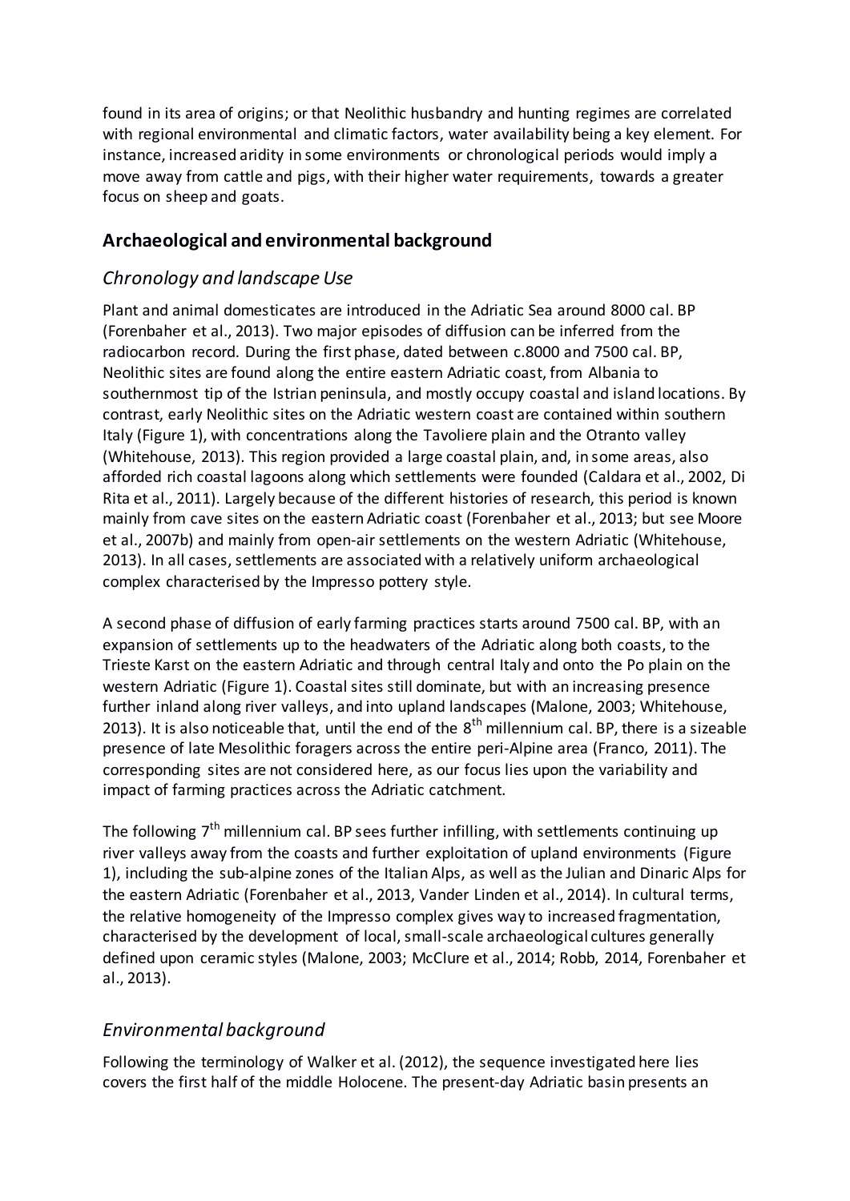found in its area of origins; or that Neolithic husbandry and hunting regimes are correlated with regional environmental and climatic factors, water availability being a key element. For instance, increased aridity in some environments or chronological periods would imply a move away from cattle and pigs, with their higher water requirements, towards a greater focus on sheep and goats.

## Archaeological and environmental background

### *Chronology and landscape Use*

Plant and animal domesticates are introduced in the Adriatic Sea around 8000 cal. BP (Forenbaher et al., 2013). Two major episodes of diffusion can be inferred from the radiocarbon record. During the first phase, dated between c.8000 and 7500 cal. BP, Neolithic sites are found along the entire eastern Adriatic coast, from Albania to southernmost tip of the Istrian peninsula, and mostly occupy coastal and island locations. By contrast, early Neolithic sites on the Adriatic western coast are contained within southern Italy (Figure 1), with concentrations along the Tavoliere plain and the Otranto valley (Whitehouse, 2013). This region provided a large coastal plain, and, in some areas, also afforded rich coastal lagoons along which settlements were founded (Caldara et al., 2002, Di Rita et al., 2011). Largely because of the different histories of research, this period is known mainly from cave sites on the eastern Adriatic coast (Forenbaher et al., 2013; but see Moore et al., 2007b) and mainly from open-air settlements on the western Adriatic (Whitehouse, 2013). In all cases, settlements are associated with a relatively uniform archaeological complex characterised by the Impresso pottery style.

A second phase of diffusion of early farming practices starts around 7500 cal. BP, with an expansion of settlements up to the headwaters of the Adriatic along both coasts, to the Trieste Karst on the eastern Adriatic and through central Italy and onto the Po plain on the western Adriatic (Figure 1). Coastal sites still dominate, but with an increasing presence further inland along river valleys, and into upland landscapes (Malone, 2003; Whitehouse, 2013). It is also noticeable that, until the end of the 8th millennium cal. BP, there is a sizeable presence of late Mesolithic foragers across the entire peri-Alpine area (Franco, 2011). The corresponding sites are not considered here, as our focus lies upon the variability and impact of farming practices across the Adriatic catchment.

The following 7th millennium cal. BP sees further infilling, with settlements continuing up river valleys away from the coasts and further exploitation of upland environments (Figure 1), including the sub-alpine zones of the Italian Alps, as well as the Julian and Dinaric Alps for the eastern Adriatic (Forenbaher et al., 2013, Vander Linden et al., 2014). In cultural terms, the relative homogeneity of the Impresso complex gives way to increased fragmentation, characterised by the development of local, small-scale archaeological cultures generally defined upon ceramic styles (Malone, 2003; McClure et al., 2014; Robb, 2014, Forenbaher et al., 2013).

### *Environmental background*

Following the terminology of Walker et al. (2012), the sequence investigated here lies covers the first half of the middle Holocene. The present-day Adriatic basin presents an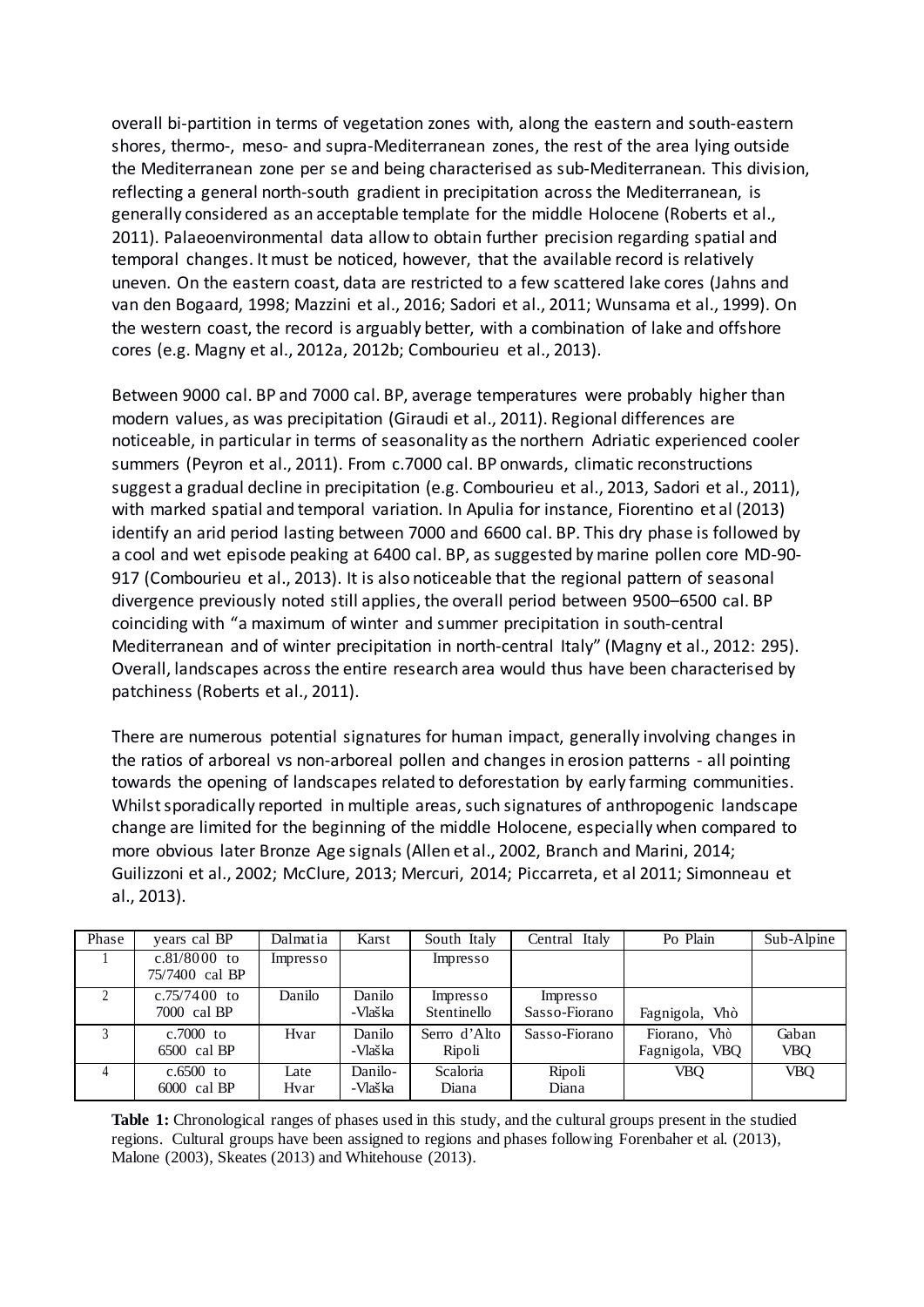overall bi-partition in terms of vegetation zones with, along the eastern and south-eastern shores, thermo-, meso- and supra-Mediterranean zones, the rest of the area lying outside the Mediterranean zone per se and being characterised as sub-Mediterranean. This division, reflecting a general north-south gradient in precipitation across the Mediterranean, is generally considered as an acceptable template for the middle Holocene (Roberts et al., 2011). Palaeoenvironmental data allow to obtain further precision regarding spatial and temporal changes. It must be noticed, however, that the available record is relatively uneven. On the eastern coast, data are restricted to a few scattered lake cores (Jahns and van den Bogaard, 1998; Mazzini et al., 2016; Sadori et al., 2011; Wunsama et al., 1999). On the western coast, the record is arguably better, with a combination of lake and offshore cores (e.g. Magny et al., 2012a, 2012b; Combourieu et al., 2013).

Between 9000 cal. BP and 7000 cal. BP, average temperatures were probably higher than modern values, as was precipitation (Giraudi et al., 2011). Regional differences are noticeable, in particular in terms of seasonality as the northern Adriatic experienced cooler summers (Peyron et al., 2011). From c.7000 cal. BP onwards, climatic reconstructions suggest a gradual decline in precipitation (e.g. Combourieu et al., 2013, Sadori et al., 2011), with marked spatial and temporal variation. In Apulia for instance, Fiorentino et al (2013) identify an arid period lasting between 7000 and 6600 cal. BP. This dry phase is followed by a cool and wet episode peaking at 6400 cal. BP, as suggested by marine pollen core MD-90-917 (Combourieu et al., 2013). It is also noticeable that the regional pattern of seasonal divergence previously noted still applies, the overall period between 9500–6500 cal. BP coinciding with "a maximum of winter and summer precipitation in south-central Mediterranean and of winter precipitation in north-central Italy" (Magny et al., 2012: 295). Overall, landscapes across the entire research area would thus have been characterised by patchiness (Roberts et al., 2011).

There are numerous potential signatures for human impact, generally involving changes in the ratios of arboreal vs non-arboreal pollen and changes in erosion patterns - all pointing towards the opening of landscapes related to deforestation by early farming communities. Whilst sporadically reported in multiple areas, such signatures of anthropogenic landscape change are limited for the beginning of the middle Holocene, especially when compared to more obvious later Bronze Age signals (Allen et al., 2002, Branch and Marini, 2014; Guilizzoni et al., 2002; McClure, 2013; Mercuri, 2014; Piccarreta, et al 2011; Simonneau et al., 2013).

| Phase | years cal BP | Dalmatia | Karst | South Italy | Central Italy | Po Plain | Sub-Alpine |
|---|---|---|---|---|---|---|---|
| 1 | c.81/8000 to 75/7400 cal BP | Impresso | | Impresso | | | |
| 2 | c.75/7400 to 7000 cal BP | Danilo | Danilo -Vlaška | Impresso Stentinello | Impresso Sasso-Fiorano | Fagnigola, Vhò | |
| 3 | c.7000 to 6500 cal BP | Hvar | Danilo -Vlaška | Serro d'Alto Ripoli | Sasso-Fiorano | Fiorano, Vhò Fagnigola, VBQ | Gaban VBQ |
| 4 | c.6500 to 6000 cal BP | Late Hvar | Danilo- -Vlaška | Scaloria Diana | Ripoli Diana | VBQ | VBQ |

**Table 1:** Chronological ranges of phases used in this study, and the cultural groups present in the studied regions. Cultural groups have been assigned to regions and phases following Forenbaher et al. (2013), Malone (2003), Skeates (2013) and Whitehouse (2013).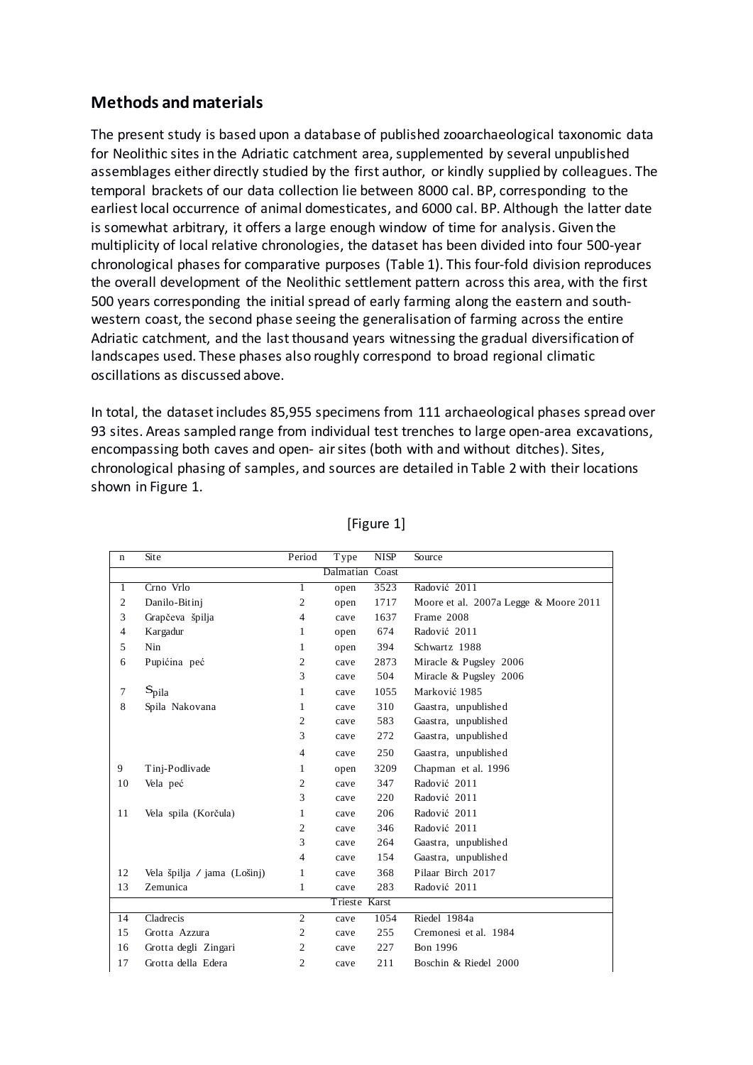## Methods and materials

The present study is based upon a database of published zooarchaeological taxonomic data for Neolithic sites in the Adriatic catchment area, supplemented by several unpublished assemblages either directly studied by the first author, or kindly supplied by colleagues. The temporal brackets of our data collection lie between 8000 cal. BP, corresponding to the earliest local occurrence of animal domesticates, and 6000 cal. BP. Although the latter date is somewhat arbitrary, it offers a large enough window of time for analysis. Given the multiplicity of local relative chronologies, the dataset has been divided into four 500-year chronological phases for comparative purposes (Table 1). This four-fold division reproduces the overall development of the Neolithic settlement pattern across this area, with the first 500 years corresponding the initial spread of early farming along the eastern and south-western coast, the second phase seeing the generalisation of farming across the entire Adriatic catchment, and the last thousand years witnessing the gradual diversification of landscapes used. These phases also roughly correspond to broad regional climatic oscillations as discussed above.

In total, the dataset includes 85,955 specimens from 111 archaeological phases spread over 93 sites. Areas sampled range from individual test trenches to large open-area excavations, encompassing both caves and open- air sites (both with and without ditches). Sites, chronological phasing of samples, and sources are detailed in Table 2 with their locations shown in Figure 1.

[Figure 1]

| n | Site | Period | Type | NISP | Source |
|---|---|---|---|---|---|
| | | | Dalmatian Coast | | |
| 1 | Crno Vrlo | 1 | open | 3523 | Radović 2011 |
| 2 | Danilo-Bitinj | 2 | open | 1717 | Moore et al. 2007a Legge & Moore 2011 |
| 3 | Grapčeva špilja | 4 | cave | 1637 | Frame 2008 |
| 4 | Kargadur | 1 | open | 674 | Radović 2011 |
| 5 | Nin | 1 | open | 394 | Schwartz 1988 |
| 6 | Pupićina peć | 2 | cave | 2873 | Miracle & Pugsley 2006 |
| | | 3 | cave | 504 | Miracle & Pugsley 2006 |
| 7 | Spila | 1 | cave | 1055 | Marković 1985 |
| 8 | Spila Nakovana | 1 | cave | 310 | Gaastra, unpublished |
| | | 2 | cave | 583 | Gaastra, unpublished |
| | | 3 | cave | 272 | Gaastra, unpublished |
| | | 4 | cave | 250 | Gaastra, unpublished |
| 9 | Tinj-Podlivade | 1 | open | 3209 | Chapman et al. 1996 |
| 10 | Vela peć | 2 | cave | 347 | Radović 2011 |
| | | 3 | cave | 220 | Radović 2011 |
| 11 | Vela spila (Korčula) | 1 | cave | 206 | Radović 2011 |
| | | 2 | cave | 346 | Radović 2011 |
| | | 3 | cave | 264 | Gaastra, unpublished |
| | | 4 | cave | 154 | Gaastra, unpublished |
| 12 | Vela špilja / jama (Lošinj) | 1 | cave | 368 | Pilaar Birch 2017 |
| 13 | Zemunica | 1 | cave | 283 | Radović 2011 |
| | | | Trieste Karst | | |
| 14 | Cladrecis | 2 | cave | 1054 | Riedel 1984a |
| 15 | Grotta Azzura | 2 | cave | 255 | Cremonesi et al. 1984 |
| 16 | Grotta degli Zingari | 2 | cave | 227 | Bon 1996 |
| 17 | Grotta della Edera | 2 | cave | 211 | Boschin & Riedel 2000 |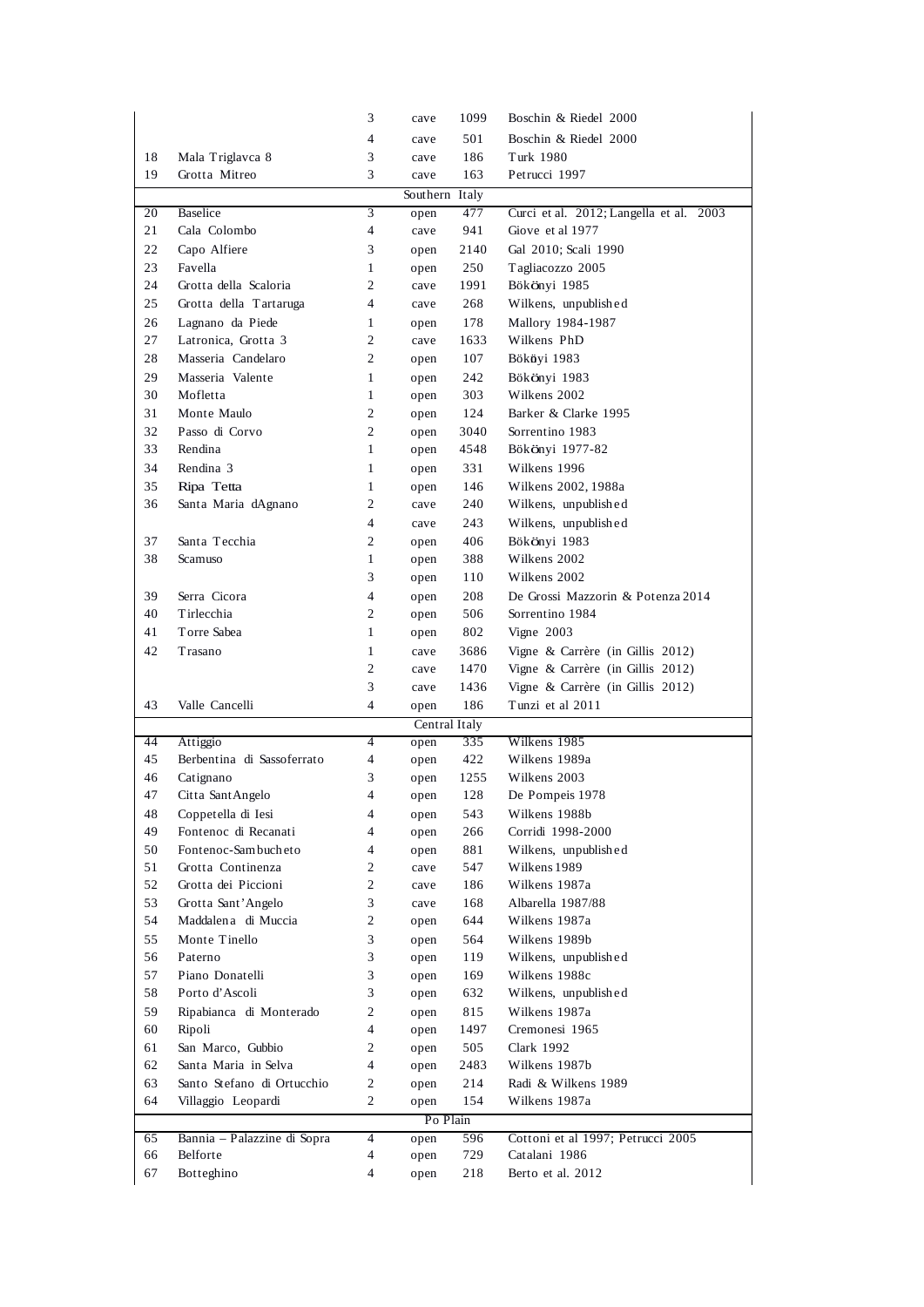|  |  |  |  |  |  |
|---|---|---|---|---|---|
|  |  | 3 | cave | 1099 | Boschin & Riedel 2000 |
|  |  | 4 | cave | 501 | Boschin & Riedel 2000 |
| 18 | Mala Triglavca 8 | 3 | cave | 186 | Turk 1980 |
| 19 | Grotta Mitreo | 3 | cave | 163 | Petrucci 1997 |
|  |  |  | Southern Italy |  |  |
| 20 | Baselice | 3 | open | 477 | Curci et al. 2012; Langella et al. 2003 |
| 21 | Cala Colombo | 4 | cave | 941 | Giove et al 1977 |
| 22 | Capo Alfiere | 3 | open | 2140 | Gal 2010; Scali 1990 |
| 23 | Favella | 1 | open | 250 | Tagliacozzo 2005 |
| 24 | Grotta della Scaloria | 2 | cave | 1991 | Bökönyi 1985 |
| 25 | Grotta della Tartaruga | 4 | cave | 268 | Wilkens, unpublished |
| 26 | Lagnano da Piede | 1 | open | 178 | Mallory 1984-1987 |
| 27 | Latronica, Grotta 3 | 2 | cave | 1633 | Wilkens PhD |
| 28 | Masseria Candelaro | 2 | open | 107 | Bököyi 1983 |
| 29 | Masseria Valente | 1 | open | 242 | Bökönyi 1983 |
| 30 | Mofletta | 1 | open | 303 | Wilkens 2002 |
| 31 | Monte Maulo | 2 | open | 124 | Barker & Clarke 1995 |
| 32 | Passo di Corvo | 2 | open | 3040 | Sorrentino 1983 |
| 33 | Rendina | 1 | open | 4548 | Bökönyi 1977-82 |
| 34 | Rendina 3 | 1 | open | 331 | Wilkens 1996 |
| 35 | Ripa Tetta | 1 | open | 146 | Wilkens 2002, 1988a |
| 36 | Santa Maria dAgnano | 2 | cave | 240 | Wilkens, unpublished |
|  |  | 4 | cave | 243 | Wilkens, unpublished |
| 37 | Santa Tecchia | 2 | open | 406 | Bökönyi 1983 |
| 38 | Scamuso | 1 | open | 388 | Wilkens 2002 |
|  |  | 3 | open | 110 | Wilkens 2002 |
| 39 | Serra Cicora | 4 | open | 208 | De Grossi Mazzorin & Potenza 2014 |
| 40 | Tirlecchia | 2 | open | 506 | Sorrentino 1984 |
| 41 | Torre Sabea | 1 | open | 802 | Vigne 2003 |
| 42 | Trasano | 1 | cave | 3686 | Vigne & Carrère (in Gillis 2012) |
|  |  | 2 | cave | 1470 | Vigne & Carrère (in Gillis 2012) |
|  |  | 3 | cave | 1436 | Vigne & Carrère (in Gillis 2012) |
| 43 | Valle Cancelli | 4 | open | 186 | Tunzi et al 2011 |
|  |  |  | Central Italy |  |  |
| 44 | Attiggio | 4 | open | 335 | Wilkens 1985 |
| 45 | Berbentina di Sassoferrato | 4 | open | 422 | Wilkens 1989a |
| 46 | Catignano | 3 | open | 1255 | Wilkens 2003 |
| 47 | Citta SantAngelo | 4 | open | 128 | De Pompeis 1978 |
| 48 | Coppetella di Iesi | 4 | open | 543 | Wilkens 1988b |
| 49 | Fontenoc di Recanati | 4 | open | 266 | Corridi 1998-2000 |
| 50 | Fontenoc-Sambucheto | 4 | open | 881 | Wilkens, unpublished |
| 51 | Grotta Continenza | 2 | cave | 547 | Wilkens 1989 |
| 52 | Grotta dei Piccioni | 2 | cave | 186 | Wilkens 1987a |
| 53 | Grotta Sant'Angelo | 3 | cave | 168 | Albarella 1987/88 |
| 54 | Maddalena di Muccia | 2 | open | 644 | Wilkens 1987a |
| 55 | Monte Tinello | 3 | open | 564 | Wilkens 1989b |
| 56 | Paterno | 3 | open | 119 | Wilkens, unpublished |
| 57 | Piano Donatelli | 3 | open | 169 | Wilkens 1988c |
| 58 | Porto d'Ascoli | 3 | open | 632 | Wilkens, unpublished |
| 59 | Ripabianca di Monterado | 2 | open | 815 | Wilkens 1987a |
| 60 | Ripoli | 4 | open | 1497 | Cremonesi 1965 |
| 61 | San Marco, Gubbio | 2 | open | 505 | Clark 1992 |
| 62 | Santa Maria in Selva | 4 | open | 2483 | Wilkens 1987b |
| 63 | Santo Stefano di Ortucchio | 2 | open | 214 | Radi & Wilkens 1989 |
| 64 | Villaggio Leopardi | 2 | open | 154 | Wilkens 1987a |
|  |  |  | Po Plain |  |  |
| 65 | Bannia – Palazzine di Sopra | 4 | open | 596 | Cottoni et al 1997; Petrucci 2005 |
| 66 | Belforte | 4 | open | 729 | Catalani 1986 |
| 67 | Botteghino | 4 | open | 218 | Berto et al. 2012 |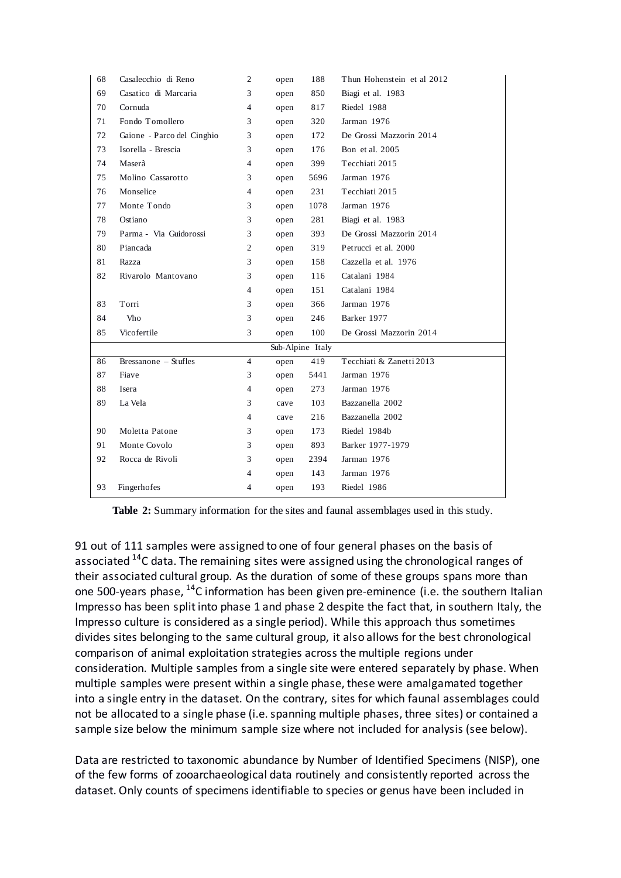| | | | | | |
|---|---|---|---|---|---|
| 68 | Casalecchio di Reno | 2 | open | 188 | Thun Hohenstein et al 2012 |
| 69 | Casatico di Marcaria | 3 | open | 850 | Biagi et al. 1983 |
| 70 | Cornuda | 4 | open | 817 | Riedel 1988 |
| 71 | Fondo Tomollero | 3 | open | 320 | Jarman 1976 |
| 72 | Gaione - Parco del Cinghio | 3 | open | 172 | De Grossi Mazzorin 2014 |
| 73 | Isorella - Brescia | 3 | open | 176 | Bon et al. 2005 |
| 74 | Maserà | 4 | open | 399 | Tecchiati 2015 |
| 75 | Molino Cassarotto | 3 | open | 5696 | Jarman 1976 |
| 76 | Monselice | 4 | open | 231 | Tecchiati 2015 |
| 77 | Monte Tondo | 3 | open | 1078 | Jarman 1976 |
| 78 | Ostiano | 3 | open | 281 | Biagi et al. 1983 |
| 79 | Parma - Via Guidorossi | 3 | open | 393 | De Grossi Mazzorin 2014 |
| 80 | Piancada | 2 | open | 319 | Petrucci et al. 2000 |
| 81 | Razza | 3 | open | 158 | Cazzella et al. 1976 |
| 82 | Rivarolo Mantovano | 3 | open | 116 | Catalani 1984 |
| | | 4 | open | 151 | Catalani 1984 |
| 83 | Torri | 3 | open | 366 | Jarman 1976 |
| 84 | Vho | 3 | open | 246 | Barker 1977 |
| 85 | Vicofertile | 3 | open | 100 | De Grossi Mazzorin 2014 |
| | | | Sub-Alpine Italy | | |
| 86 | Bressanone – Stufles | 4 | open | 419 | Tecchiati & Zanetti 2013 |
| 87 | Fiave | 3 | open | 5441 | Jarman 1976 |
| 88 | Isera | 4 | open | 273 | Jarman 1976 |
| 89 | La Vela | 3 | cave | 103 | Bazzanella 2002 |
| | | 4 | cave | 216 | Bazzanella 2002 |
| 90 | Moletta Patone | 3 | open | 173 | Riedel 1984b |
| 91 | Monte Covolo | 3 | open | 893 | Barker 1977-1979 |
| 92 | Rocca de Rivoli | 3 | open | 2394 | Jarman 1976 |
| | | 4 | open | 143 | Jarman 1976 |
| 93 | Fingerhofes | 4 | open | 193 | Riedel 1986 |

**Table 2:** Summary information for the sites and faunal assemblages used in this study.

91 out of 111 samples were assigned to one of four general phases on the basis of associated $^{14}C$ data. The remaining sites were assigned using the chronological ranges of their associated cultural group. As the duration of some of these groups spans more than one 500-years phase, $^{14}C$ information has been given pre-eminence (i.e. the southern Italian Impresso has been split into phase 1 and phase 2 despite the fact that, in southern Italy, the Impresso culture is considered as a single period). While this approach thus sometimes divides sites belonging to the same cultural group, it also allows for the best chronological comparison of animal exploitation strategies across the multiple regions under consideration. Multiple samples from a single site were entered separately by phase. When multiple samples were present within a single phase, these were amalgamated together into a single entry in the dataset. On the contrary, sites for which faunal assemblages could not be allocated to a single phase (i.e. spanning multiple phases, three sites) or contained a sample size below the minimum sample size where not included for analysis (see below).

Data are restricted to taxonomic abundance by Number of Identified Specimens (NISP), one of the few forms of zooarchaeological data routinely and consistently reported across the dataset. Only counts of specimens identifiable to species or genus have been included in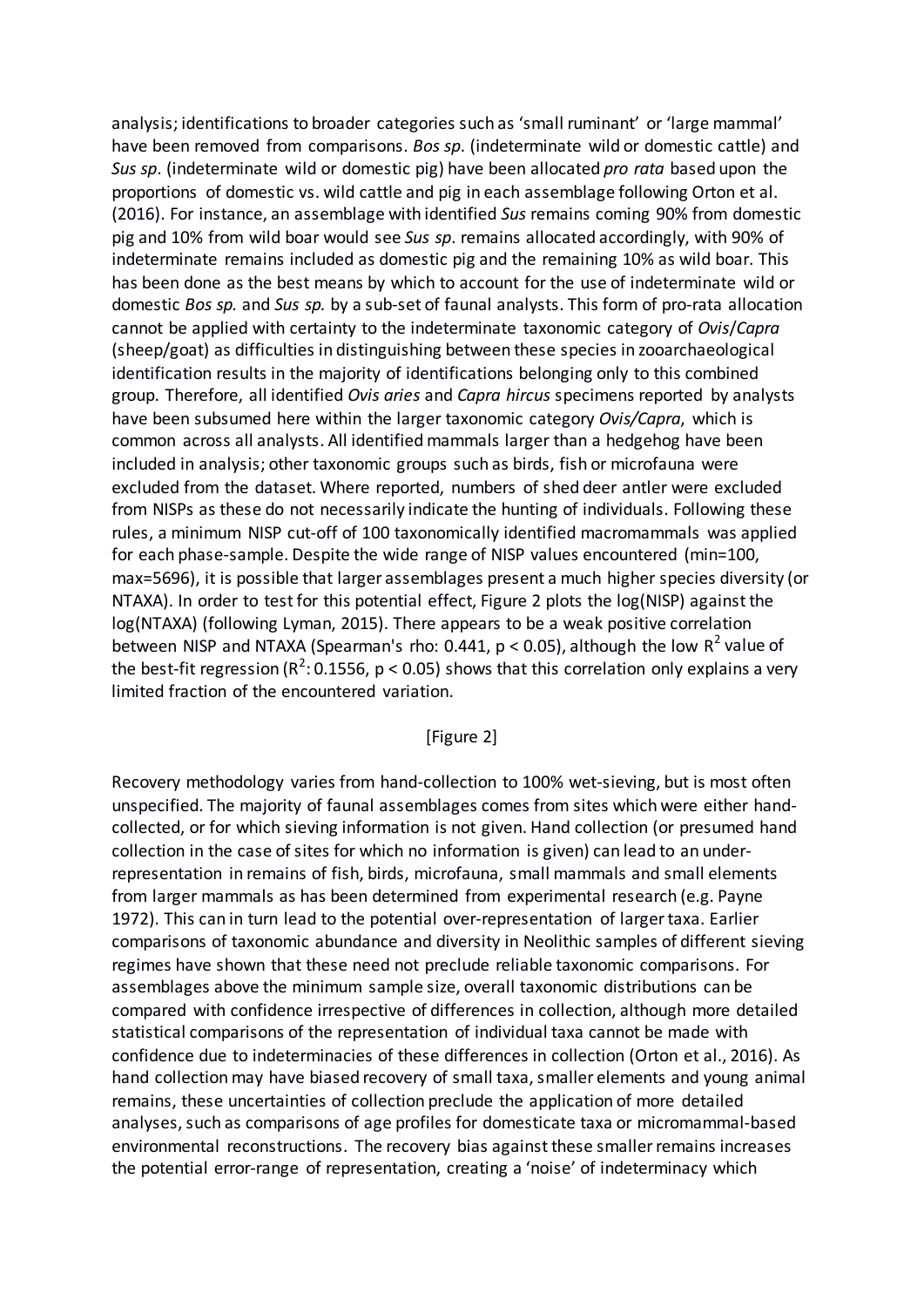analysis; identifications to broader categories such as 'small ruminant' or 'large mammal' have been removed from comparisons. *Bos sp*. (indeterminate wild or domestic cattle) and *Sus sp*. (indeterminate wild or domestic pig) have been allocated *pro rata* based upon the proportions of domestic vs. wild cattle and pig in each assemblage following Orton et al. (2016). For instance, an assemblage with identified *Sus* remains coming 90% from domestic pig and 10% from wild boar would see *Sus sp*. remains allocated accordingly, with 90% of indeterminate remains included as domestic pig and the remaining 10% as wild boar. This has been done as the best means by which to account for the use of indeterminate wild or domestic *Bos sp.* and *Sus sp.* by a sub-set of faunal analysts. This form of pro-rata allocation cannot be applied with certainty to the indeterminate taxonomic category of *Ovis*/*Capra* (sheep/goat) as difficulties in distinguishing between these species in zooarchaeological identification results in the majority of identifications belonging only to this combined group. Therefore, all identified *Ovis aries* and *Capra hircus* specimens reported by analysts have been subsumed here within the larger taxonomic category *Ovis/Capra*, which is common across all analysts. All identified mammals larger than a hedgehog have been included in analysis; other taxonomic groups such as birds, fish or microfauna were excluded from the dataset. Where reported, numbers of shed deer antler were excluded from NISPs as these do not necessarily indicate the hunting of individuals. Following these rules, a minimum NISP cut-off of 100 taxonomically identified macromammals was applied for each phase-sample. Despite the wide range of NISP values encountered (min=100, max=5696), it is possible that larger assemblages present a much higher species diversity (or NTAXA). In order to test for this potential effect, Figure 2 plots the log(NISP) against the log(NTAXA) (following Lyman, 2015). There appears to be a weak positive correlation between NISP and NTAXA (Spearman's rho: 0.441, $p < 0.05$), although the low $R^2$ value of the best-fit regression ($R^2$: 0.1556, $p < 0.05$) shows that this correlation only explains a very limited fraction of the encountered variation.

[Figure 2]

Recovery methodology varies from hand-collection to 100% wet-sieving, but is most often unspecified. The majority of faunal assemblages comes from sites which were either hand-collected, or for which sieving information is not given. Hand collection (or presumed hand collection in the case of sites for which no information is given) can lead to an under-representation in remains of fish, birds, microfauna, small mammals and small elements from larger mammals as has been determined from experimental research (e.g. Payne 1972). This can in turn lead to the potential over-representation of larger taxa. Earlier comparisons of taxonomic abundance and diversity in Neolithic samples of different sieving regimes have shown that these need not preclude reliable taxonomic comparisons. For assemblages above the minimum sample size, overall taxonomic distributions can be compared with confidence irrespective of differences in collection, although more detailed statistical comparisons of the representation of individual taxa cannot be made with confidence due to indeterminacies of these differences in collection (Orton et al., 2016). As hand collection may have biased recovery of small taxa, smaller elements and young animal remains, these uncertainties of collection preclude the application of more detailed analyses, such as comparisons of age profiles for domesticate taxa or micromammal-based environmental reconstructions. The recovery bias against these smaller remains increases the potential error-range of representation, creating a 'noise' of indeterminacy which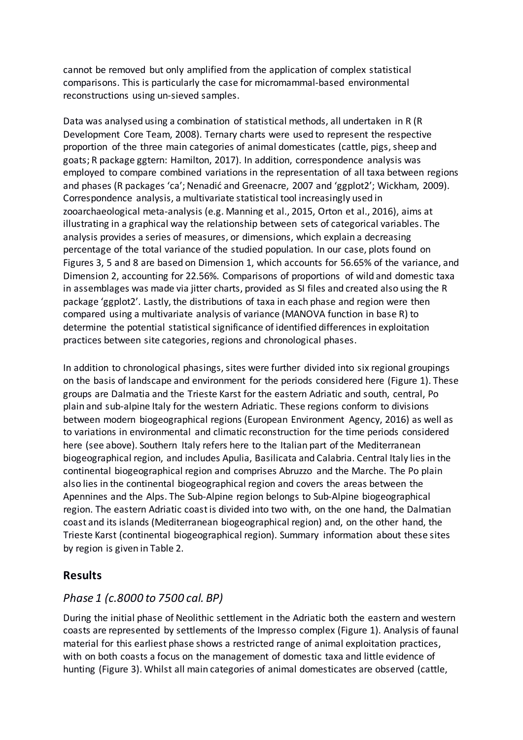cannot be removed but only amplified from the application of complex statistical comparisons. This is particularly the case for micromammal-based environmental reconstructions using un-sieved samples.

Data was analysed using a combination of statistical methods, all undertaken in R (R Development Core Team, 2008). Ternary charts were used to represent the respective proportion of the three main categories of animal domesticates (cattle, pigs, sheep and goats; R package ggtern: Hamilton, 2017). In addition, correspondence analysis was employed to compare combined variations in the representation of all taxa between regions and phases (R packages 'ca'; Nenadić and Greenacre, 2007 and 'ggplot2'; Wickham, 2009). Correspondence analysis, a multivariate statistical tool increasingly used in zooarchaeological meta-analysis (e.g. Manning et al., 2015, Orton et al., 2016), aims at illustrating in a graphical way the relationship between sets of categorical variables. The analysis provides a series of measures, or dimensions, which explain a decreasing percentage of the total variance of the studied population. In our case, plots found on Figures 3, 5 and 8 are based on Dimension 1, which accounts for 56.65% of the variance, and Dimension 2, accounting for 22.56%. Comparisons of proportions of wild and domestic taxa in assemblages was made via jitter charts, provided as SI files and created also using the R package 'ggplot2'. Lastly, the distributions of taxa in each phase and region were then compared using a multivariate analysis of variance (MANOVA function in base R) to determine the potential statistical significance of identified differences in exploitation practices between site categories, regions and chronological phases.

In addition to chronological phasings, sites were further divided into six regional groupings on the basis of landscape and environment for the periods considered here (Figure 1). These groups are Dalmatia and the Trieste Karst for the eastern Adriatic and south, central, Po plain and sub-alpine Italy for the western Adriatic. These regions conform to divisions between modern biogeographical regions (European Environment Agency, 2016) as well as to variations in environmental and climatic reconstruction for the time periods considered here (see above). Southern Italy refers here to the Italian part of the Mediterranean biogeographical region, and includes Apulia, Basilicata and Calabria. Central Italy lies in the continental biogeographical region and comprises Abruzzo and the Marche. The Po plain also lies in the continental biogeographical region and covers the areas between the Apennines and the Alps. The Sub-Alpine region belongs to Sub-Alpine biogeographical region. The eastern Adriatic coast is divided into two with, on the one hand, the Dalmatian coast and its islands (Mediterranean biogeographical region) and, on the other hand, the Trieste Karst (continental biogeographical region). Summary information about these sites by region is given in Table 2.

## Results

### *Phase 1 (c.8000 to 7500 cal. BP)*

During the initial phase of Neolithic settlement in the Adriatic both the eastern and western coasts are represented by settlements of the Impresso complex (Figure 1). Analysis of faunal material for this earliest phase shows a restricted range of animal exploitation practices, with on both coasts a focus on the management of domestic taxa and little evidence of hunting (Figure 3). Whilst all main categories of animal domesticates are observed (cattle,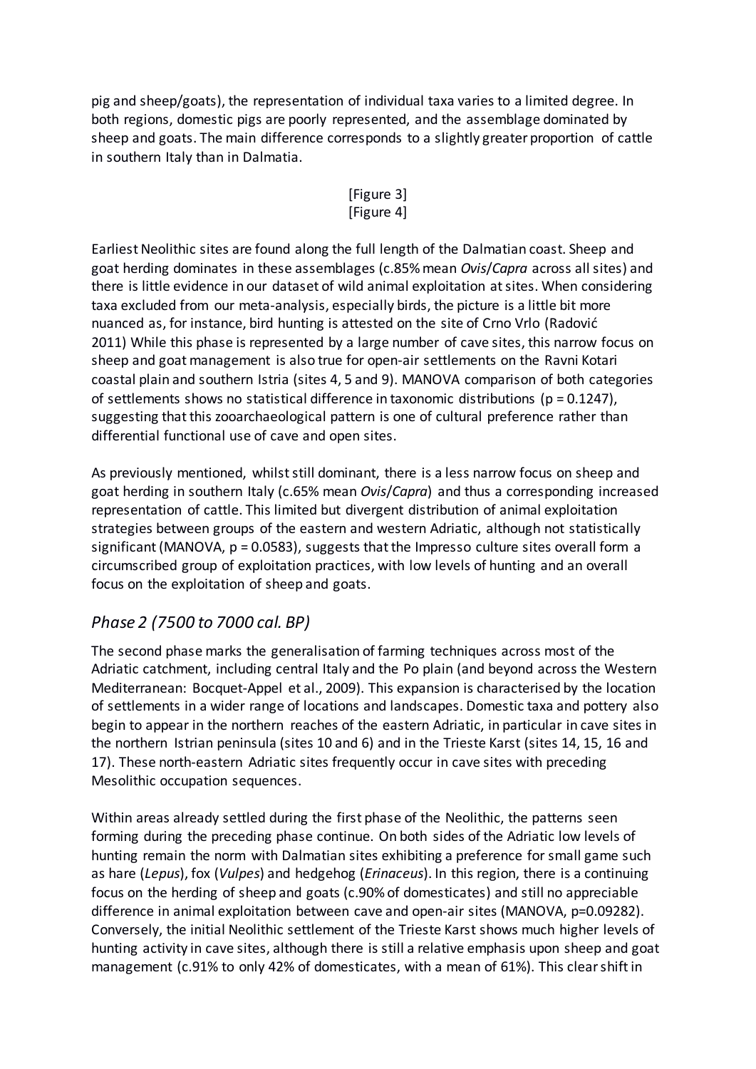pig and sheep/goats), the representation of individual taxa varies to a limited degree. In both regions, domestic pigs are poorly represented, and the assemblage dominated by sheep and goats. The main difference corresponds to a slightly greater proportion of cattle in southern Italy than in Dalmatia.

[Figure 3]
[Figure 4]

Earliest Neolithic sites are found along the full length of the Dalmatian coast. Sheep and goat herding dominates in these assemblages (c.85% mean *Ovis*/*Capra* across all sites) and there is little evidence in our dataset of wild animal exploitation at sites. When considering taxa excluded from our meta-analysis, especially birds, the picture is a little bit more nuanced as, for instance, bird hunting is attested on the site of Crno Vrlo (Radović 2011) While this phase is represented by a large number of cave sites, this narrow focus on sheep and goat management is also true for open-air settlements on the Ravni Kotari coastal plain and southern Istria (sites 4, 5 and 9). MANOVA comparison of both categories of settlements shows no statistical difference in taxonomic distributions ($p = 0.1247$), suggesting that this zooarchaeological pattern is one of cultural preference rather than differential functional use of cave and open sites.

As previously mentioned, whilst still dominant, there is a less narrow focus on sheep and goat herding in southern Italy (c.65% mean *Ovis*/*Capra*) and thus a corresponding increased representation of cattle. This limited but divergent distribution of animal exploitation strategies between groups of the eastern and western Adriatic, although not statistically significant (MANOVA, $p = 0.0583$), suggests that the Impresso culture sites overall form a circumscribed group of exploitation practices, with low levels of hunting and an overall focus on the exploitation of sheep and goats.

## *Phase 2 (7500 to 7000 cal. BP)*

The second phase marks the generalisation of farming techniques across most of the Adriatic catchment, including central Italy and the Po plain (and beyond across the Western Mediterranean: Bocquet-Appel et al., 2009). This expansion is characterised by the location of settlements in a wider range of locations and landscapes. Domestic taxa and pottery also begin to appear in the northern reaches of the eastern Adriatic, in particular in cave sites in the northern Istrian peninsula (sites 10 and 6) and in the Trieste Karst (sites 14, 15, 16 and 17). These north-eastern Adriatic sites frequently occur in cave sites with preceding Mesolithic occupation sequences.

Within areas already settled during the first phase of the Neolithic, the patterns seen forming during the preceding phase continue. On both sides of the Adriatic low levels of hunting remain the norm with Dalmatian sites exhibiting a preference for small game such as hare (*Lepus*), fox (*Vulpes*) and hedgehog (*Erinaceus*). In this region, there is a continuing focus on the herding of sheep and goats (c.90% of domesticates) and still no appreciable difference in animal exploitation between cave and open-air sites (MANOVA, $p=0.09282$). Conversely, the initial Neolithic settlement of the Trieste Karst shows much higher levels of hunting activity in cave sites, although there is still a relative emphasis upon sheep and goat management (c.91% to only 42% of domesticates, with a mean of 61%). This clear shift in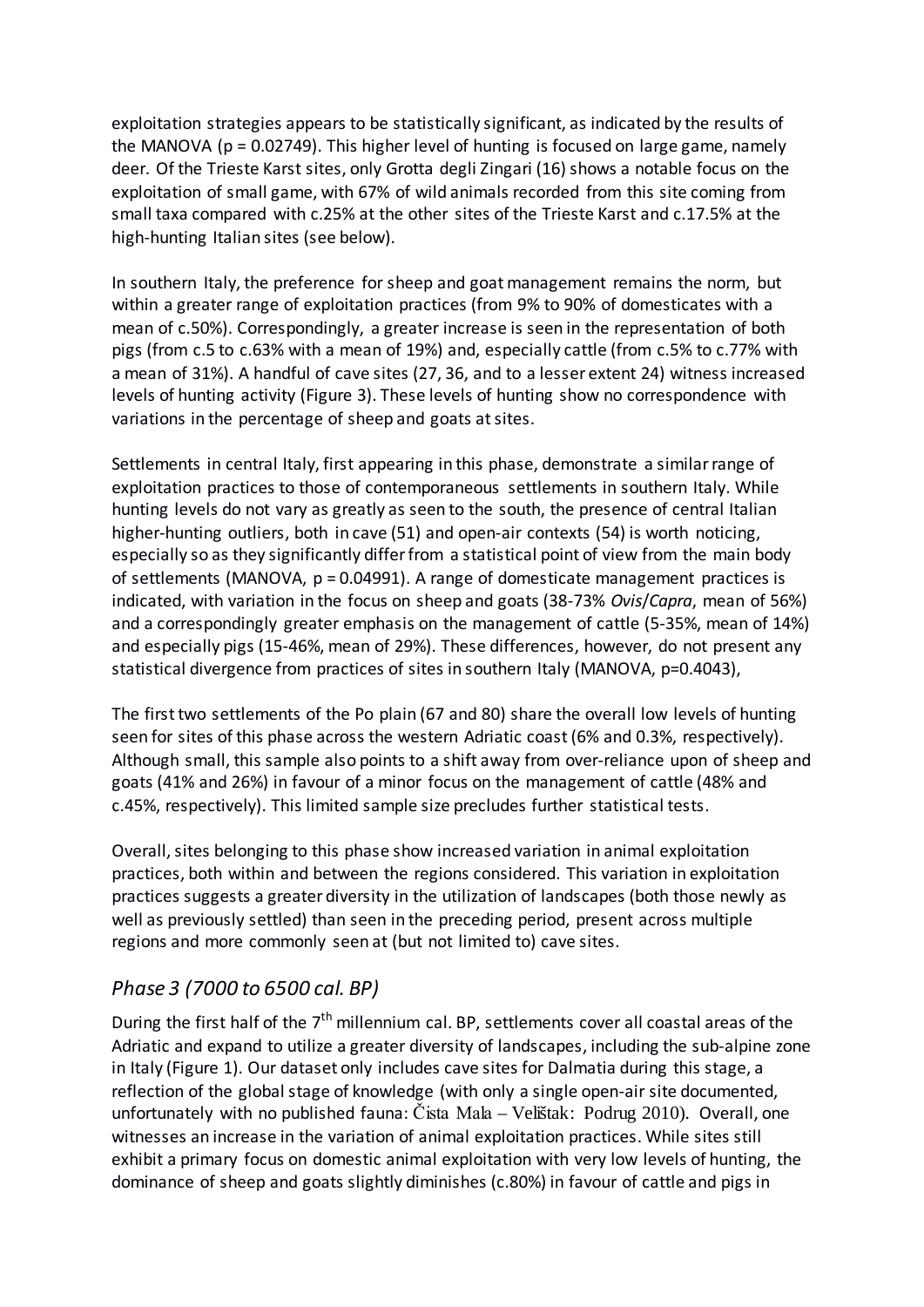exploitation strategies appears to be statistically significant, as indicated by the results of the MANOVA ($p = 0.02749$). This higher level of hunting is focused on large game, namely deer. Of the Trieste Karst sites, only Grotta degli Zingari (16) shows a notable focus on the exploitation of small game, with 67% of wild animals recorded from this site coming from small taxa compared with c.25% at the other sites of the Trieste Karst and c.17.5% at the high-hunting Italian sites (see below).

In southern Italy, the preference for sheep and goat management remains the norm, but within a greater range of exploitation practices (from 9% to 90% of domesticates with a mean of c.50%). Correspondingly, a greater increase is seen in the representation of both pigs (from c.5 to c.63% with a mean of 19%) and, especially cattle (from c.5% to c.77% with a mean of 31%). A handful of cave sites (27, 36, and to a lesser extent 24) witness increased levels of hunting activity (Figure 3). These levels of hunting show no correspondence with variations in the percentage of sheep and goats at sites.

Settlements in central Italy, first appearing in this phase, demonstrate a similar range of exploitation practices to those of contemporaneous settlements in southern Italy. While hunting levels do not vary as greatly as seen to the south, the presence of central Italian higher-hunting outliers, both in cave (51) and open-air contexts (54) is worth noticing, especially so as they significantly differ from a statistical point of view from the main body of settlements (MANOVA, $p = 0.04991$). A range of domesticate management practices is indicated, with variation in the focus on sheep and goats (38-73% *Ovis*/*Capra*, mean of 56%) and a correspondingly greater emphasis on the management of cattle (5-35%, mean of 14%) and especially pigs (15-46%, mean of 29%). These differences, however, do not present any statistical divergence from practices of sites in southern Italy (MANOVA, $p=0.4043$),

The first two settlements of the Po plain (67 and 80) share the overall low levels of hunting seen for sites of this phase across the western Adriatic coast (6% and 0.3%, respectively). Although small, this sample also points to a shift away from over-reliance upon of sheep and goats (41% and 26%) in favour of a minor focus on the management of cattle (48% and c.45%, respectively). This limited sample size precludes further statistical tests.

Overall, sites belonging to this phase show increased variation in animal exploitation practices, both within and between the regions considered. This variation in exploitation practices suggests a greater diversity in the utilization of landscapes (both those newly as well as previously settled) than seen in the preceding period, present across multiple regions and more commonly seen at (but not limited to) cave sites.

## *Phase 3 (7000 to 6500 cal. BP)*

During the first half of the 7th millennium cal. BP, settlements cover all coastal areas of the Adriatic and expand to utilize a greater diversity of landscapes, including the sub-alpine zone in Italy (Figure 1). Our dataset only includes cave sites for Dalmatia during this stage, a reflection of the global stage of knowledge (with only a single open-air site documented, unfortunately with no published fauna: Čista Mala – Velištak: Podrug 2010). Overall, one witnesses an increase in the variation of animal exploitation practices. While sites still exhibit a primary focus on domestic animal exploitation with very low levels of hunting, the dominance of sheep and goats slightly diminishes (c.80%) in favour of cattle and pigs in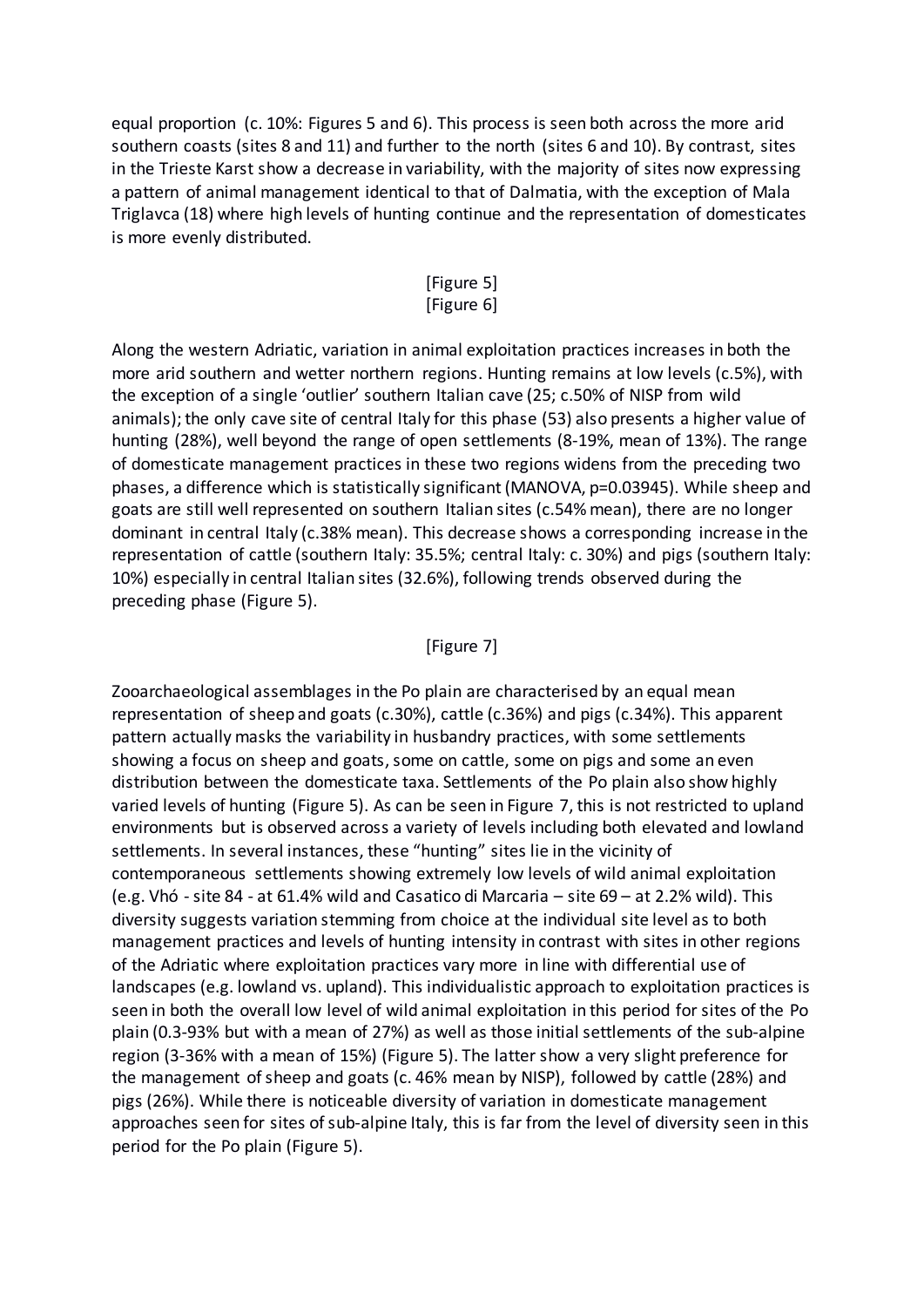equal proportion (c. 10%: Figures 5 and 6). This process is seen both across the more arid southern coasts (sites 8 and 11) and further to the north (sites 6 and 10). By contrast, sites in the Trieste Karst show a decrease in variability, with the majority of sites now expressing a pattern of animal management identical to that of Dalmatia, with the exception of Mala Triglavca (18) where high levels of hunting continue and the representation of domesticates is more evenly distributed.

[Figure 5]
[Figure 6]

Along the western Adriatic, variation in animal exploitation practices increases in both the more arid southern and wetter northern regions. Hunting remains at low levels (c.5%), with the exception of a single 'outlier' southern Italian cave (25; c.50% of NISP from wild animals); the only cave site of central Italy for this phase (53) also presents a higher value of hunting (28%), well beyond the range of open settlements (8-19%, mean of 13%). The range of domesticate management practices in these two regions widens from the preceding two phases, a difference which is statistically significant (MANOVA, p=0.03945). While sheep and goats are still well represented on southern Italian sites (c.54% mean), there are no longer dominant in central Italy (c.38% mean). This decrease shows a corresponding increase in the representation of cattle (southern Italy: 35.5%; central Italy: c. 30%) and pigs (southern Italy: 10%) especially in central Italian sites (32.6%), following trends observed during the preceding phase (Figure 5).

[Figure 7]

Zooarchaeological assemblages in the Po plain are characterised by an equal mean representation of sheep and goats (c.30%), cattle (c.36%) and pigs (c.34%). This apparent pattern actually masks the variability in husbandry practices, with some settlements showing a focus on sheep and goats, some on cattle, some on pigs and some an even distribution between the domesticate taxa. Settlements of the Po plain also show highly varied levels of hunting (Figure 5). As can be seen in Figure 7, this is not restricted to upland environments but is observed across a variety of levels including both elevated and lowland settlements. In several instances, these "hunting" sites lie in the vicinity of contemporaneous settlements showing extremely low levels of wild animal exploitation (e.g. Vhó - site 84 - at 61.4% wild and Casatico di Marcaria – site 69 – at 2.2% wild). This diversity suggests variation stemming from choice at the individual site level as to both management practices and levels of hunting intensity in contrast with sites in other regions of the Adriatic where exploitation practices vary more in line with differential use of landscapes (e.g. lowland vs. upland). This individualistic approach to exploitation practices is seen in both the overall low level of wild animal exploitation in this period for sites of the Po plain (0.3-93% but with a mean of 27%) as well as those initial settlements of the sub-alpine region (3-36% with a mean of 15%) (Figure 5). The latter show a very slight preference for the management of sheep and goats (c. 46% mean by NISP), followed by cattle (28%) and pigs (26%). While there is noticeable diversity of variation in domesticate management approaches seen for sites of sub-alpine Italy, this is far from the level of diversity seen in this period for the Po plain (Figure 5).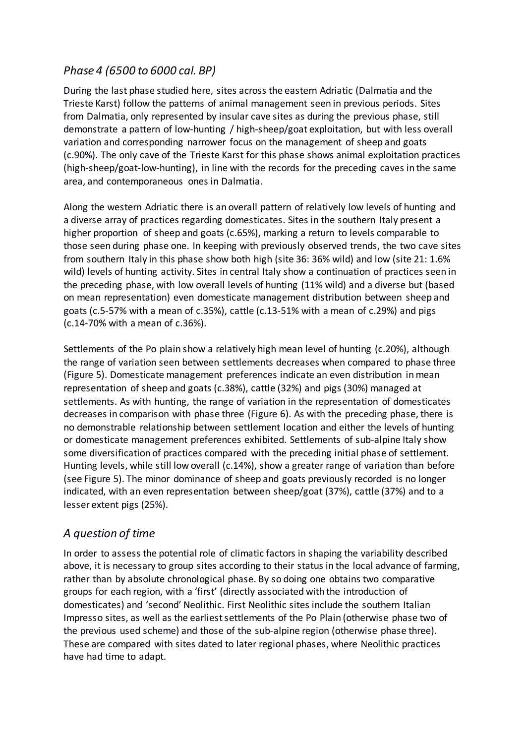## *Phase 4 (6500 to 6000 cal. BP)*

During the last phase studied here, sites across the eastern Adriatic (Dalmatia and the Trieste Karst) follow the patterns of animal management seen in previous periods. Sites from Dalmatia, only represented by insular cave sites as during the previous phase, still demonstrate a pattern of low-hunting / high-sheep/goat exploitation, but with less overall variation and corresponding narrower focus on the management of sheep and goats (c.90%). The only cave of the Trieste Karst for this phase shows animal exploitation practices (high-sheep/goat-low-hunting), in line with the records for the preceding caves in the same area, and contemporaneous ones in Dalmatia.

Along the western Adriatic there is an overall pattern of relatively low levels of hunting and a diverse array of practices regarding domesticates. Sites in the southern Italy present a higher proportion of sheep and goats (c.65%), marking a return to levels comparable to those seen during phase one. In keeping with previously observed trends, the two cave sites from southern Italy in this phase show both high (site 36: 36% wild) and low (site 21: 1.6% wild) levels of hunting activity. Sites in central Italy show a continuation of practices seen in the preceding phase, with low overall levels of hunting (11% wild) and a diverse but (based on mean representation) even domesticate management distribution between sheep and goats (c.5-57% with a mean of c.35%), cattle (c.13-51% with a mean of c.29%) and pigs (c.14-70% with a mean of c.36%).

Settlements of the Po plain show a relatively high mean level of hunting (c.20%), although the range of variation seen between settlements decreases when compared to phase three (Figure 5). Domesticate management preferences indicate an even distribution in mean representation of sheep and goats (c.38%), cattle (32%) and pigs (30%) managed at settlements. As with hunting, the range of variation in the representation of domesticates decreases in comparison with phase three (Figure 6). As with the preceding phase, there is no demonstrable relationship between settlement location and either the levels of hunting or domesticate management preferences exhibited. Settlements of sub-alpine Italy show some diversification of practices compared with the preceding initial phase of settlement. Hunting levels, while still low overall (c.14%), show a greater range of variation than before (see Figure 5). The minor dominance of sheep and goats previously recorded is no longer indicated, with an even representation between sheep/goat (37%), cattle (37%) and to a lesser extent pigs (25%).

## *A question of time*

In order to assess the potential role of climatic factors in shaping the variability described above, it is necessary to group sites according to their status in the local advance of farming, rather than by absolute chronological phase. By so doing one obtains two comparative groups for each region, with a 'first' (directly associated with the introduction of domesticates) and 'second' Neolithic. First Neolithic sites include the southern Italian Impresso sites, as well as the earliest settlements of the Po Plain (otherwise phase two of the previous used scheme) and those of the sub-alpine region (otherwise phase three). These are compared with sites dated to later regional phases, where Neolithic practices have had time to adapt.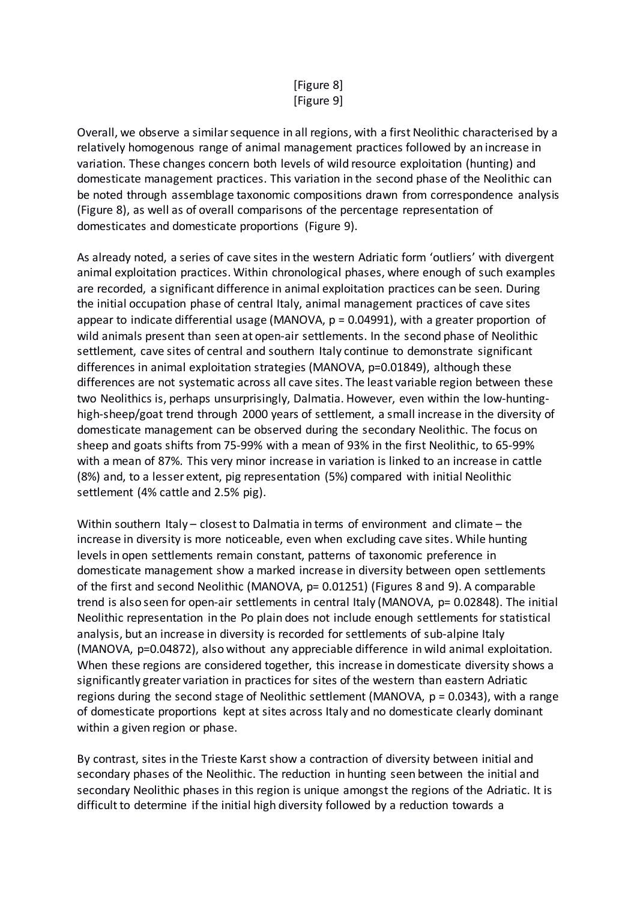[Figure 8]
[Figure 9]

Overall, we observe a similar sequence in all regions, with a first Neolithic characterised by a relatively homogenous range of animal management practices followed by an increase in variation. These changes concern both levels of wild resource exploitation (hunting) and domesticate management practices. This variation in the second phase of the Neolithic can be noted through assemblage taxonomic compositions drawn from correspondence analysis (Figure 8), as well as of overall comparisons of the percentage representation of domesticates and domesticate proportions (Figure 9).

As already noted, a series of cave sites in the western Adriatic form 'outliers' with divergent animal exploitation practices. Within chronological phases, where enough of such examples are recorded, a significant difference in animal exploitation practices can be seen. During the initial occupation phase of central Italy, animal management practices of cave sites appear to indicate differential usage (MANOVA, $p = 0.04991$), with a greater proportion of wild animals present than seen at open-air settlements. In the second phase of Neolithic settlement, cave sites of central and southern Italy continue to demonstrate significant differences in animal exploitation strategies (MANOVA, $p=0.01849$), although these differences are not systematic across all cave sites. The least variable region between these two Neolithics is, perhaps unsurprisingly, Dalmatia. However, even within the low-hunting-high-sheep/goat trend through 2000 years of settlement, a small increase in the diversity of domesticate management can be observed during the secondary Neolithic. The focus on sheep and goats shifts from 75-99% with a mean of 93% in the first Neolithic, to 65-99% with a mean of 87%. This very minor increase in variation is linked to an increase in cattle (8%) and, to a lesser extent, pig representation (5%) compared with initial Neolithic settlement (4% cattle and 2.5% pig).

Within southern Italy – closest to Dalmatia in terms of environment and climate – the increase in diversity is more noticeable, even when excluding cave sites. While hunting levels in open settlements remain constant, patterns of taxonomic preference in domesticate management show a marked increase in diversity between open settlements of the first and second Neolithic (MANOVA, $p= 0.01251$) (Figures 8 and 9). A comparable trend is also seen for open-air settlements in central Italy (MANOVA, $p= 0.02848$). The initial Neolithic representation in the Po plain does not include enough settlements for statistical analysis, but an increase in diversity is recorded for settlements of sub-alpine Italy (MANOVA, $p=0.04872$), also without any appreciable difference in wild animal exploitation. When these regions are considered together, this increase in domesticate diversity shows a significantly greater variation in practices for sites of the western than eastern Adriatic regions during the second stage of Neolithic settlement (MANOVA, $p = 0.0343$), with a range of domesticate proportions kept at sites across Italy and no domesticate clearly dominant within a given region or phase.

By contrast, sites in the Trieste Karst show a contraction of diversity between initial and secondary phases of the Neolithic. The reduction in hunting seen between the initial and secondary Neolithic phases in this region is unique amongst the regions of the Adriatic. It is difficult to determine if the initial high diversity followed by a reduction towards a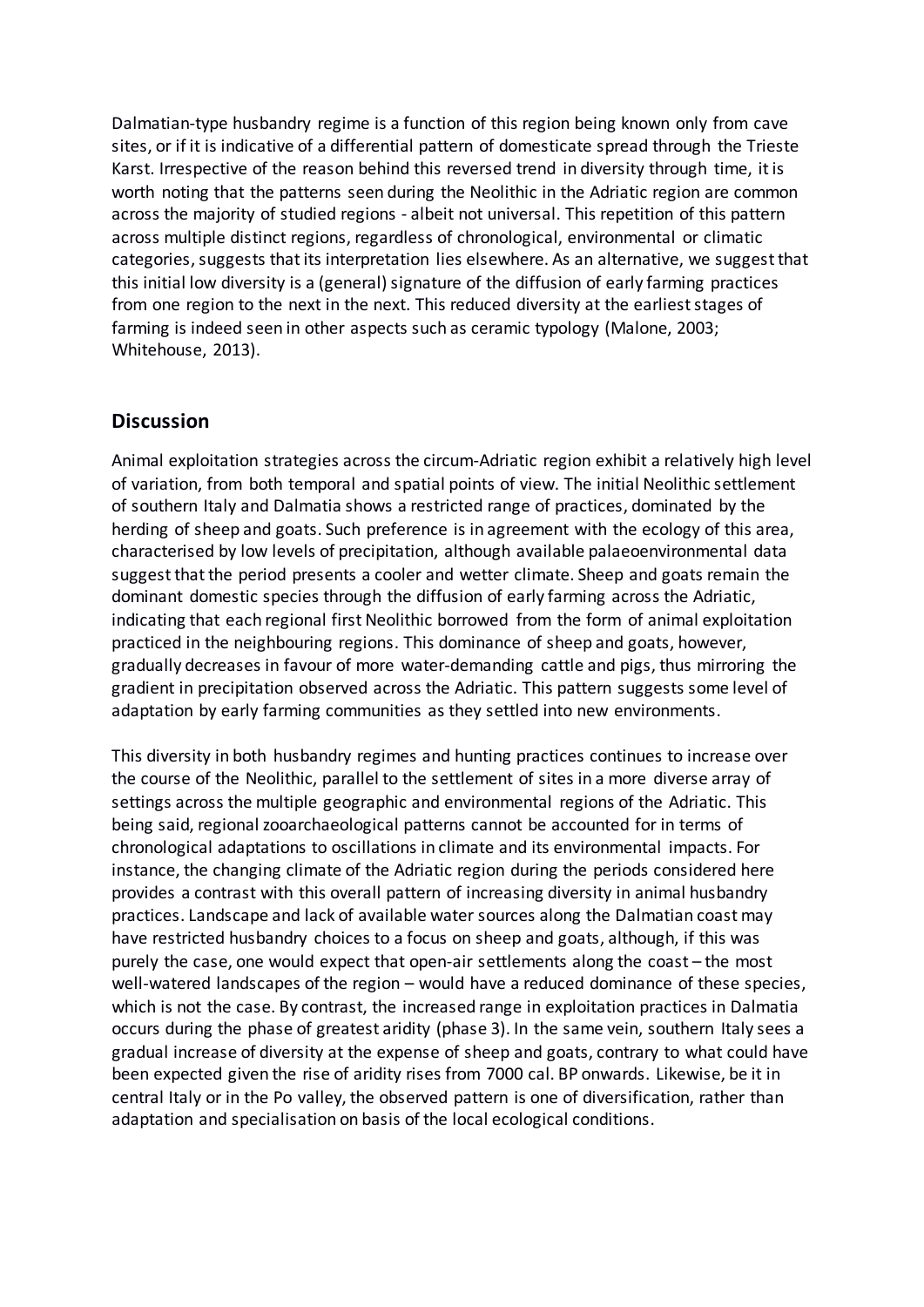Dalmatian-type husbandry regime is a function of this region being known only from cave sites, or if it is indicative of a differential pattern of domesticate spread through the Trieste Karst. Irrespective of the reason behind this reversed trend in diversity through time, it is worth noting that the patterns seen during the Neolithic in the Adriatic region are common across the majority of studied regions - albeit not universal. This repetition of this pattern across multiple distinct regions, regardless of chronological, environmental or climatic categories, suggests that its interpretation lies elsewhere. As an alternative, we suggest that this initial low diversity is a (general) signature of the diffusion of early farming practices from one region to the next in the next. This reduced diversity at the earliest stages of farming is indeed seen in other aspects such as ceramic typology (Malone, 2003; Whitehouse, 2013).

## Discussion

Animal exploitation strategies across the circum-Adriatic region exhibit a relatively high level of variation, from both temporal and spatial points of view. The initial Neolithic settlement of southern Italy and Dalmatia shows a restricted range of practices, dominated by the herding of sheep and goats. Such preference is in agreement with the ecology of this area, characterised by low levels of precipitation, although available palaeoenvironmental data suggest that the period presents a cooler and wetter climate. Sheep and goats remain the dominant domestic species through the diffusion of early farming across the Adriatic, indicating that each regional first Neolithic borrowed from the form of animal exploitation practiced in the neighbouring regions. This dominance of sheep and goats, however, gradually decreases in favour of more water-demanding cattle and pigs, thus mirroring the gradient in precipitation observed across the Adriatic. This pattern suggests some level of adaptation by early farming communities as they settled into new environments.

This diversity in both husbandry regimes and hunting practices continues to increase over the course of the Neolithic, parallel to the settlement of sites in a more diverse array of settings across the multiple geographic and environmental regions of the Adriatic. This being said, regional zooarchaeological patterns cannot be accounted for in terms of chronological adaptations to oscillations in climate and its environmental impacts. For instance, the changing climate of the Adriatic region during the periods considered here provides a contrast with this overall pattern of increasing diversity in animal husbandry practices. Landscape and lack of available water sources along the Dalmatian coast may have restricted husbandry choices to a focus on sheep and goats, although, if this was purely the case, one would expect that open-air settlements along the coast – the most well-watered landscapes of the region – would have a reduced dominance of these species, which is not the case. By contrast, the increased range in exploitation practices in Dalmatia occurs during the phase of greatest aridity (phase 3). In the same vein, southern Italy sees a gradual increase of diversity at the expense of sheep and goats, contrary to what could have been expected given the rise of aridity rises from 7000 cal. BP onwards. Likewise, be it in central Italy or in the Po valley, the observed pattern is one of diversification, rather than adaptation and specialisation on basis of the local ecological conditions.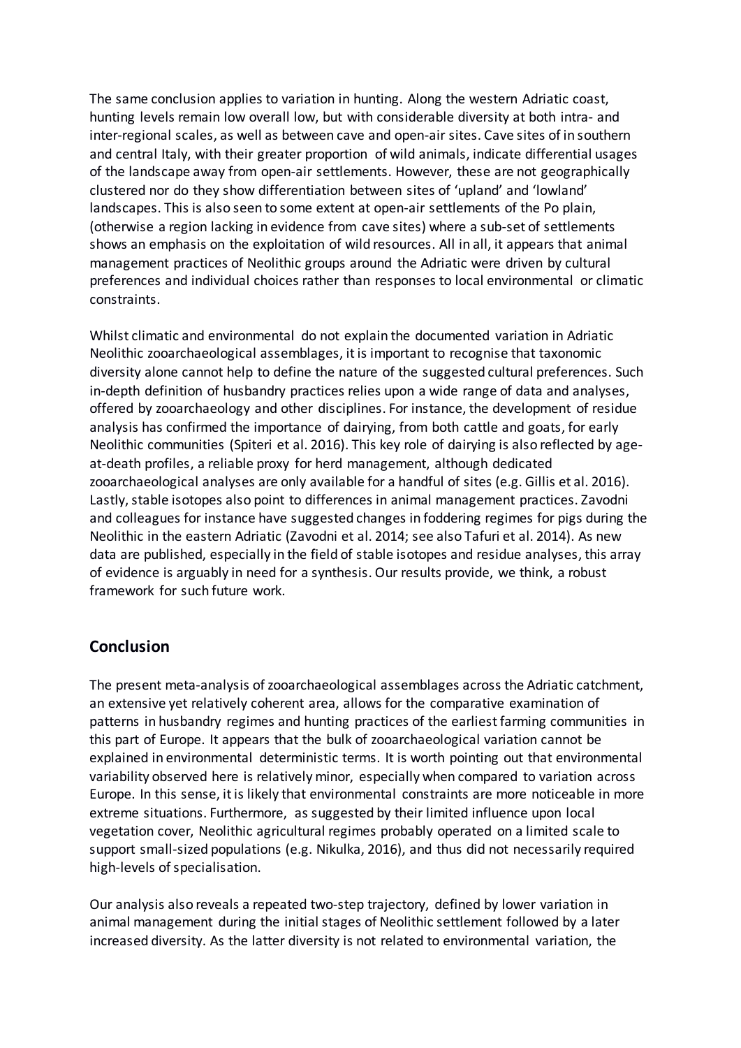The same conclusion applies to variation in hunting. Along the western Adriatic coast, hunting levels remain low overall low, but with considerable diversity at both intra- and inter-regional scales, as well as between cave and open-air sites. Cave sites of in southern and central Italy, with their greater proportion of wild animals, indicate differential usages of the landscape away from open-air settlements. However, these are not geographically clustered nor do they show differentiation between sites of 'upland' and 'lowland' landscapes. This is also seen to some extent at open-air settlements of the Po plain, (otherwise a region lacking in evidence from cave sites) where a sub-set of settlements shows an emphasis on the exploitation of wild resources. All in all, it appears that animal management practices of Neolithic groups around the Adriatic were driven by cultural preferences and individual choices rather than responses to local environmental or climatic constraints.

Whilst climatic and environmental do not explain the documented variation in Adriatic Neolithic zooarchaeological assemblages, it is important to recognise that taxonomic diversity alone cannot help to define the nature of the suggested cultural preferences. Such in-depth definition of husbandry practices relies upon a wide range of data and analyses, offered by zooarchaeology and other disciplines. For instance, the development of residue analysis has confirmed the importance of dairying, from both cattle and goats, for early Neolithic communities (Spiteri et al. 2016). This key role of dairying is also reflected by age-at-death profiles, a reliable proxy for herd management, although dedicated zooarchaeological analyses are only available for a handful of sites (e.g. Gillis et al. 2016). Lastly, stable isotopes also point to differences in animal management practices. Zavodni and colleagues for instance have suggested changes in foddering regimes for pigs during the Neolithic in the eastern Adriatic (Zavodni et al. 2014; see also Tafuri et al. 2014). As new data are published, especially in the field of stable isotopes and residue analyses, this array of evidence is arguably in need for a synthesis. Our results provide, we think, a robust framework for such future work.

## Conclusion

The present meta-analysis of zooarchaeological assemblages across the Adriatic catchment, an extensive yet relatively coherent area, allows for the comparative examination of patterns in husbandry regimes and hunting practices of the earliest farming communities in this part of Europe. It appears that the bulk of zooarchaeological variation cannot be explained in environmental deterministic terms. It is worth pointing out that environmental variability observed here is relatively minor, especially when compared to variation across Europe. In this sense, it is likely that environmental constraints are more noticeable in more extreme situations. Furthermore, as suggested by their limited influence upon local vegetation cover, Neolithic agricultural regimes probably operated on a limited scale to support small-sized populations (e.g. Nikulka, 2016), and thus did not necessarily required high-levels of specialisation.

Our analysis also reveals a repeated two-step trajectory, defined by lower variation in animal management during the initial stages of Neolithic settlement followed by a later increased diversity. As the latter diversity is not related to environmental variation, the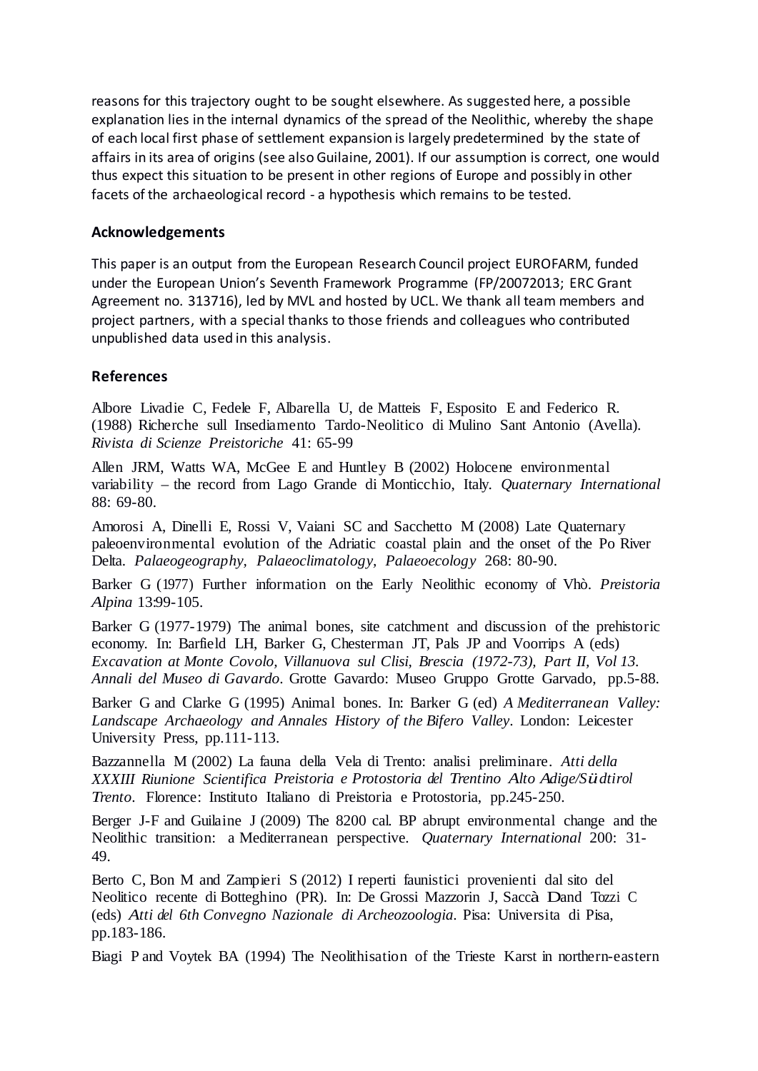reasons for this trajectory ought to be sought elsewhere. As suggested here, a possible explanation lies in the internal dynamics of the spread of the Neolithic, whereby the shape of each local first phase of settlement expansion is largely predetermined by the state of affairs in its area of origins (see also Guilaine, 2001). If our assumption is correct, one would thus expect this situation to be present in other regions of Europe and possibly in other facets of the archaeological record - a hypothesis which remains to be tested.

## Acknowledgements

This paper is an output from the European Research Council project EUROFARM, funded under the European Union's Seventh Framework Programme (FP/20072013; ERC Grant Agreement no. 313716), led by MVL and hosted by UCL. We thank all team members and project partners, with a special thanks to those friends and colleagues who contributed unpublished data used in this analysis.

## References

Albore Livadie C, Fedele F, Albarella U, de Matteis F, Esposito E and Federico R. (1988) Richerche sull Insediamento Tardo-Neolitico di Mulino Sant Antonio (Avella). *Rivista di Scienze Preistoriche* 41: 65-99

Allen JRM, Watts WA, McGee E and Huntley B (2002) Holocene environmental variability – the record from Lago Grande di Monticchio, Italy. *Quaternary International* 88: 69-80.

Amorosi A, Dinelli E, Rossi V, Vaiani SC and Sacchetto M (2008) Late Quaternary paleoenvironmental evolution of the Adriatic coastal plain and the onset of the Po River Delta. *Palaeogeography, Palaeoclimatology, Palaeoecology* 268: 80-90.

Barker G (1977) Further information on the Early Neolithic economy of Vhò. *Preistoria Alpina* 13:99-105.

Barker G (1977-1979) The animal bones, site catchment and discussion of the prehistoric economy. In: Barfield LH, Barker G, Chesterman JT, Pals JP and Voorrips A (eds) *Excavation at Monte Covolo, Villanuova sul Clisi, Brescia (1972-73), Part II, Vol 13. Annali del Museo di Gavardo*. Grotte Gavardo: Museo Gruppo Grotte Garvado, pp.5-88.

Barker G and Clarke G (1995) Animal bones. In: Barker G (ed) *A Mediterranean Valley: Landscape Archaeology and Annales History of the Bifero Valley*. London: Leicester University Press, pp.111-113.

Bazzannella M (2002) La fauna della Vela di Trento: analisi preliminare. *Atti della XXXIII Riunione Scientifica Preistoria e Protostoria del Trentino Alto Adige/Südtirol Trento*. Florence: Instituto Italiano di Preistoria e Protostoria, pp.245-250.

Berger J-F and Guilaine J (2009) The 8200 cal. BP abrupt environmental change and the Neolithic transition: a Mediterranean perspective. *Quaternary International* 200: 31-49.

Berto C, Bon M and Zampieri S (2012) I reperti faunistici provenienti dal sito del Neolitico recente di Botteghino (PR). In: De Grossi Mazzorin J, Saccà D and Tozzi C (eds) *Atti del 6th Convegno Nazionale di Archeozoologia*. Pisa: Universita di Pisa, pp.183-186.

Biagi P and Voytek BA (1994) The Neolithisation of the Trieste Karst in northern-eastern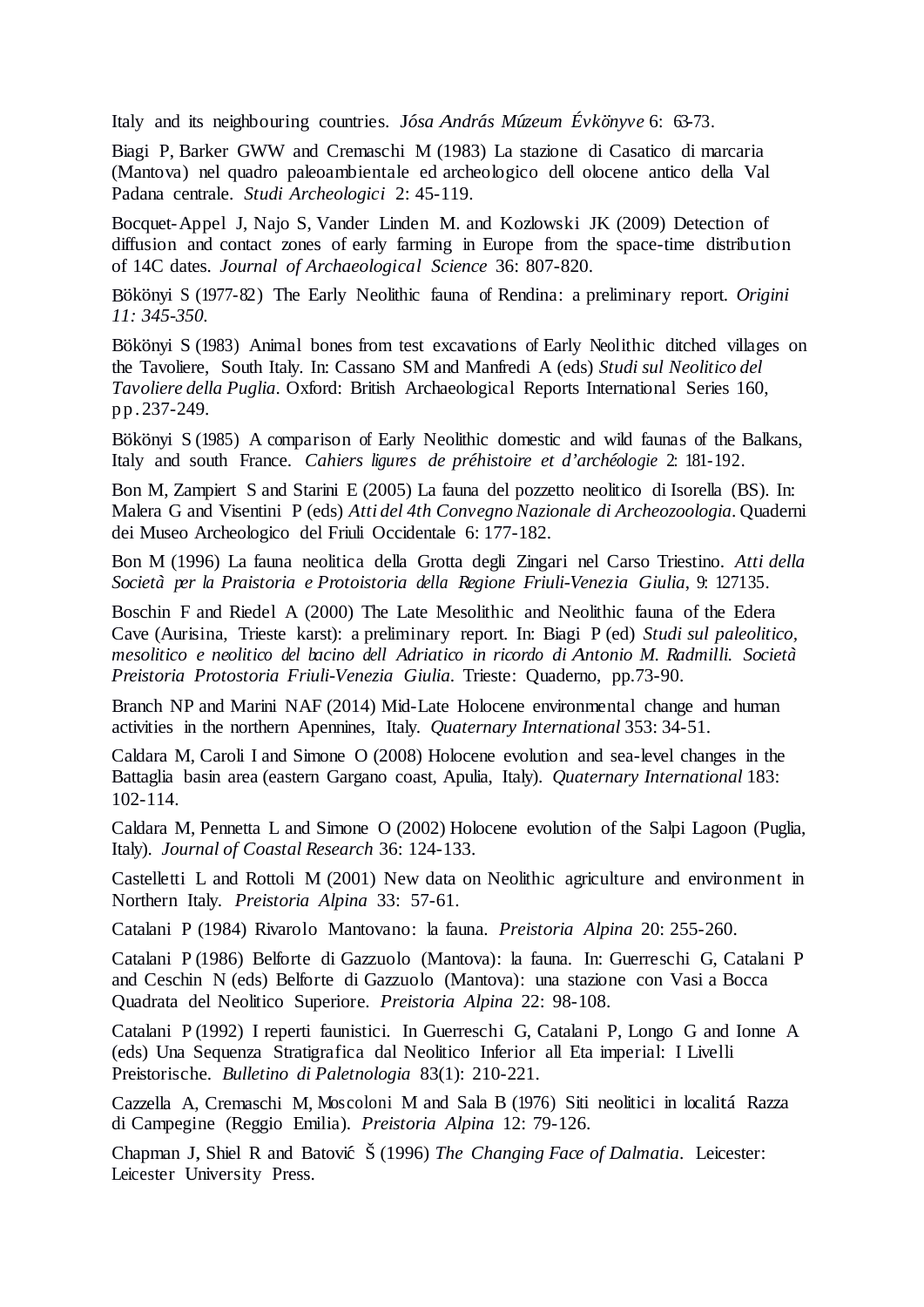Italy and its neighbouring countries. *Jósa András Múzeum Évkönyve* 6: 63-73.

Biagi P, Barker GWW and Cremaschi M (1983) La stazione di Casatico di marcaria (Mantova) nel quadro paleoambientale ed archeologico dell olocene antico della Val Padana centrale. *Studi Archeologici* 2: 45-119.

Bocquet-Appel J, Najo S, Vander Linden M. and Kozlowski JK (2009) Detection of diffusion and contact zones of early farming in Europe from the space-time distribution of 14C dates. *Journal of Archaeological Science* 36: 807-820.

Bökönyi S (1977-82) The Early Neolithic fauna of Rendina: a preliminary report. *Origini 11: 345-350.*

Bökönyi S (1983) Animal bones from test excavations of Early Neolithic ditched villages on the Tavoliere, South Italy. In: Cassano SM and Manfredi A (eds) *Studi sul Neolitico del Tavoliere della Puglia*. Oxford: British Archaeological Reports International Series 160, pp.237-249.

Bökönyi S (1985) A comparison of Early Neolithic domestic and wild faunas of the Balkans, Italy and south France. *Cahiers ligures de préhistoire et d'archéologie* 2: 181-192.

Bon M, Zampiert S and Starini E (2005) La fauna del pozzetto neolitico di Isorella (BS). In: Malera G and Visentini P (eds) *Atti del 4th Convegno Nazionale di Archeozoologia*. Quaderni dei Museo Archeologico del Friuli Occidentale 6: 177-182.

Bon M (1996) La fauna neolitica della Grotta degli Zingari nel Carso Triestino. *Atti della Società per la Praistoria e Protoistoria della Regione Friuli-Venezia Giulia*, 9: 127135.

Boschin F and Riedel A (2000) The Late Mesolithic and Neolithic fauna of the Edera Cave (Aurisina, Trieste karst): a preliminary report. In: Biagi P (ed) *Studi sul paleolitico, mesolitico e neolitico del bacino dell Adriatico in ricordo di Antonio M. Radmilli. Società Preistoria Protostoria Friuli-Venezia Giulia*. Trieste: Quaderno, pp.73-90.

Branch NP and Marini NAF (2014) Mid-Late Holocene environmental change and human activities in the northern Apennines, Italy. *Quaternary International* 353: 34-51.

Caldara M, Caroli I and Simone O (2008) Holocene evolution and sea-level changes in the Battaglia basin area (eastern Gargano coast, Apulia, Italy). *Quaternary International* 183: 102-114.

Caldara M, Pennetta L and Simone O (2002) Holocene evolution of the Salpi Lagoon (Puglia, Italy). *Journal of Coastal Research* 36: 124-133.

Castelletti L and Rottoli M (2001) New data on Neolithic agriculture and environment in Northern Italy. *Preistoria Alpina* 33: 57-61.

Catalani P (1984) Rivarolo Mantovano: la fauna. *Preistoria Alpina* 20: 255-260.

Catalani P (1986) Belforte di Gazzuolo (Mantova): la fauna. In: Guerreschi G, Catalani P and Ceschin N (eds) Belforte di Gazzuolo (Mantova): una stazione con Vasi a Bocca Quadrata del Neolitico Superiore. *Preistoria Alpina* 22: 98-108.

Catalani P (1992) I reperti faunistici. In Guerreschi G, Catalani P, Longo G and Ionne A (eds) Una Sequenza Stratigrafica dal Neolitico Inferior all Eta imperial: I Livelli Preistorische. *Bulletino di Paletnologia* 83(1): 210-221.

Cazzella A, Cremaschi M, Moscoloni M and Sala B (1976) Siti neolitici in localitá Razza di Campegine (Reggio Emilia). *Preistoria Alpina* 12: 79-126.

Chapman J, Shiel R and Batović Š (1996) *The Changing Face of Dalmatia*. Leicester: Leicester University Press.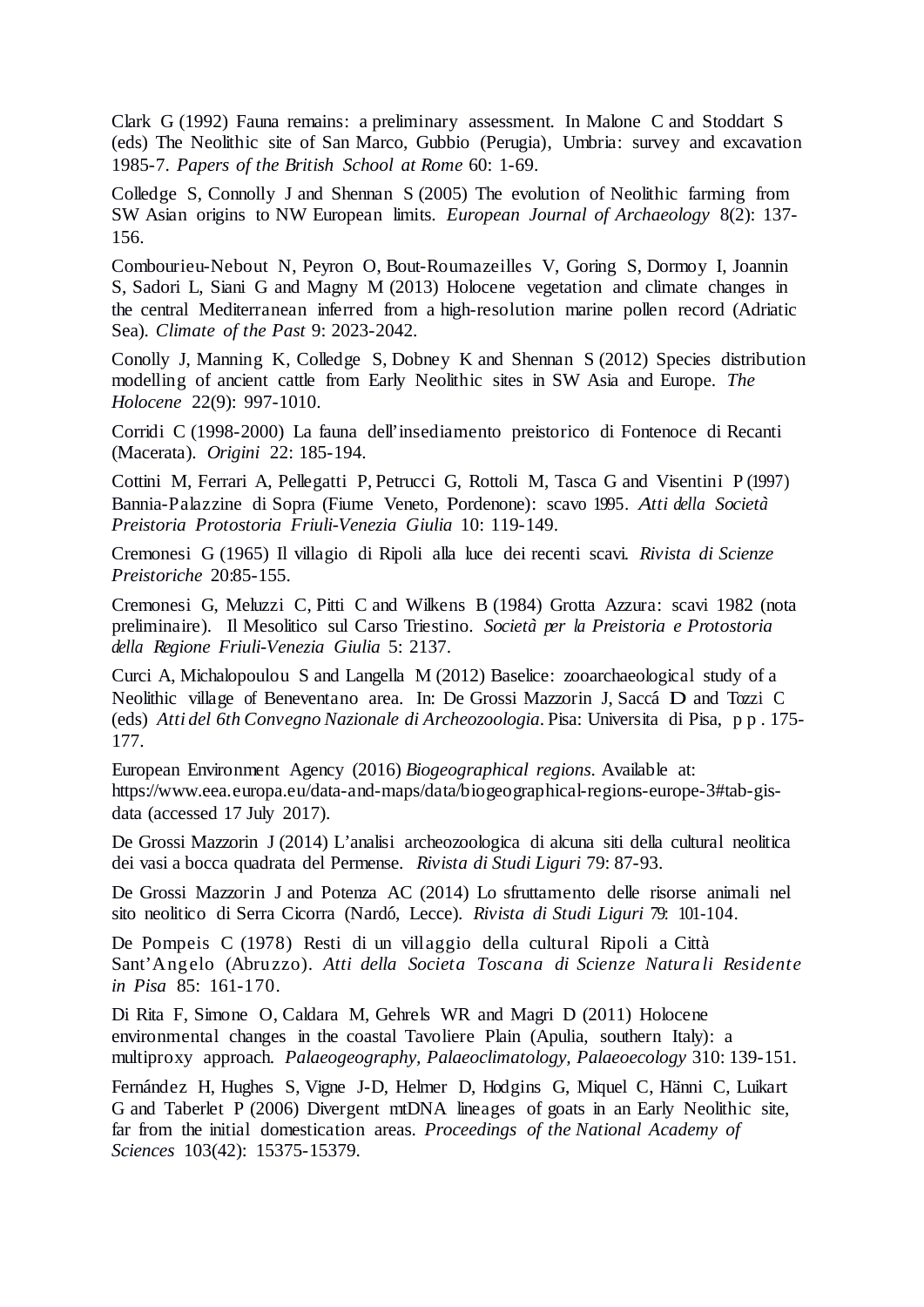Clark G (1992) Fauna remains: a preliminary assessment. In Malone C and Stoddart S (eds) The Neolithic site of San Marco, Gubbio (Perugia), Umbria: survey and excavation 1985-7. *Papers of the British School at Rome* 60: 1-69.

Colledge S, Connolly J and Shennan S (2005) The evolution of Neolithic farming from SW Asian origins to NW European limits. *European Journal of Archaeology* 8(2): 137-156.

Combourieu-Nebout N, Peyron O, Bout-Roumazeilles V, Goring S, Dormoy I, Joannin S, Sadori L, Siani G and Magny M (2013) Holocene vegetation and climate changes in the central Mediterranean inferred from a high-resolution marine pollen record (Adriatic Sea). *Climate of the Past* 9: 2023-2042.

Conolly J, Manning K, Colledge S, Dobney K and Shennan S (2012) Species distribution modelling of ancient cattle from Early Neolithic sites in SW Asia and Europe. *The Holocene* 22(9): 997-1010.

Corridi C (1998-2000) La fauna dell'insediamento preistorico di Fontenoce di Recanti (Macerata). *Origini* 22: 185-194.

Cottini M, Ferrari A, Pellegatti P, Petrucci G, Rottoli M, Tasca G and Visentini P (1997) Bannia-Palazzine di Sopra (Fiume Veneto, Pordenone): scavo 1995. *Atti della Società Preistoria Protostoria Friuli-Venezia Giulia* 10: 119-149.

Cremonesi G (1965) Il villagio di Ripoli alla luce dei recenti scavi. *Rivista di Scienze Preistoriche* 20:85-155.

Cremonesi G, Meluzzi C, Pitti C and Wilkens B (1984) Grotta Azzura: scavi 1982 (nota preliminaire). Il Mesolitico sul Carso Triestino. *Società per la Preistoria e Protostoria della Regione Friuli-Venezia Giulia* 5: 2137.

Curci A, Michalopoulou S and Langella M (2012) Baselice: zooarchaeological study of a Neolithic village of Beneventano area. In: De Grossi Mazzorin J, Saccá D and Tozzi C (eds) *Atti del 6th Convegno Nazionale di Archeozoologia*. Pisa: Universita di Pisa, p p . 175-177.

European Environment Agency (2016) *Biogeographical regions*. Available at: https://www.eea.europa.eu/data-and-maps/data/biogeographical-regions-europe-3#tab-gis-data (accessed 17 July 2017).

De Grossi Mazzorin J (2014) L'analisi archeozoologica di alcuna siti della cultural neolitica dei vasi a bocca quadrata del Permense. *Rivista di Studi Liguri* 79: 87-93.

De Grossi Mazzorin J and Potenza AC (2014) Lo sfruttamento delle risorse animali nel sito neolitico di Serra Cicorra (Nardó, Lecce). *Rivista di Studi Liguri* 79: 101-104.

De Pompeis C (1978) Resti di un villaggio della cultural Ripoli a Città Sant'Angelo (Abruzzo). *Atti della Societa Toscana di Scienze Naturali Residente in Pisa* 85: 161-170.

Di Rita F, Simone O, Caldara M, Gehrels WR and Magri D (2011) Holocene environmental changes in the coastal Tavoliere Plain (Apulia, southern Italy): a multiproxy approach. *Palaeogeography, Palaeoclimatology, Palaeoecology* 310: 139-151.

Fernández H, Hughes S, Vigne J-D, Helmer D, Hodgins G, Miquel C, Hänni C, Luikart G and Taberlet P (2006) Divergent mtDNA lineages of goats in an Early Neolithic site, far from the initial domestication areas. *Proceedings of the National Academy of Sciences* 103(42): 15375-15379.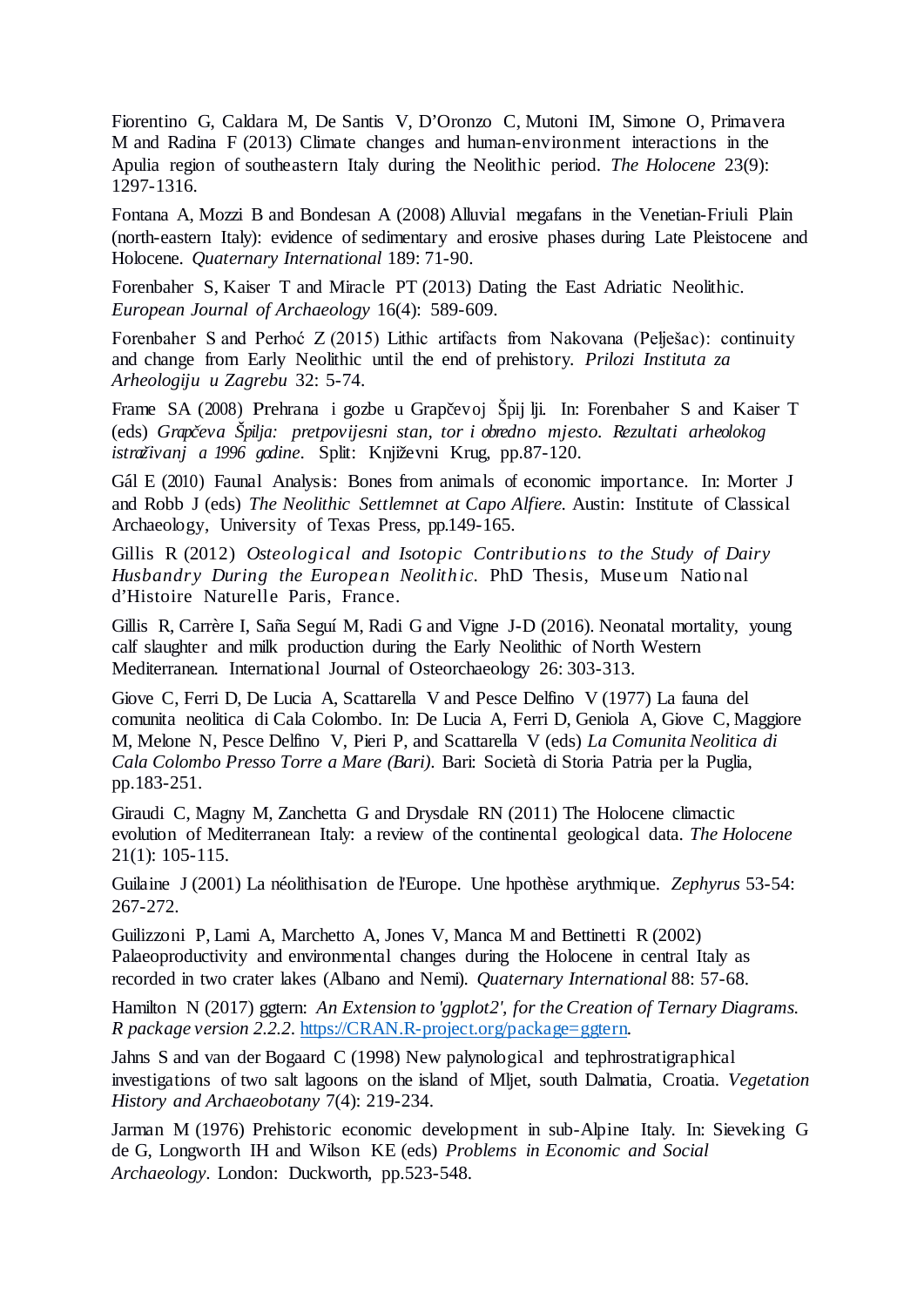Fiorentino G, Caldara M, De Santis V, D'Oronzo C, Mutoni IM, Simone O, Primavera M and Radina F (2013) Climate changes and human-environment interactions in the Apulia region of southeastern Italy during the Neolithic period. *The Holocene* 23(9): 1297-1316.

Fontana A, Mozzi B and Bondesan A (2008) Alluvial megafans in the Venetian-Friuli Plain (north-eastern Italy): evidence of sedimentary and erosive phases during Late Pleistocene and Holocene. *Quaternary International* 189: 71-90.

Forenbaher S, Kaiser T and Miracle PT (2013) Dating the East Adriatic Neolithic. *European Journal of Archaeology* 16(4): 589-609.

Forenbaher S and Perhoć Z (2015) Lithic artifacts from Nakovana (Pelješac): continuity and change from Early Neolithic until the end of prehistory. *Prilozi Instituta za Arheologiju u Zagrebu* 32: 5-74.

Frame SA (2008) Prehrana i gozbe u Grapčevoj Špij lji. In: Forenbaher S and Kaiser T (eds) *Grapčeva Špilja: pretpovijesni stan, tor i obredno mjesto. Rezultati arheolokog istraživanj a 1996 godine*. Split: Književni Krug, pp.87-120.

Gál E (2010) Faunal Analysis: Bones from animals of economic importance. In: Morter J and Robb J (eds) *The Neolithic Settlemnet at Capo Alfiere*. Austin: Institute of Classical Archaeology, University of Texas Press, pp.149-165.

Gillis R (2012) *Osteological and Isotopic Contributions to the Study of Dairy Husbandry During the European Neolithic*. PhD Thesis, Museum National d'Histoire Naturelle Paris, France.

Gillis R, Carrère I, Saña Seguí M, Radi G and Vigne J-D (2016). Neonatal mortality, young calf slaughter and milk production during the Early Neolithic of North Western Mediterranean. International Journal of Osteorchaeology 26: 303-313.

Giove C, Ferri D, De Lucia A, Scattarella V and Pesce Delfino V (1977) La fauna del comunita neolitica di Cala Colombo. In: De Lucia A, Ferri D, Geniola A, Giove C, Maggiore M, Melone N, Pesce Delfino V, Pieri P, and Scattarella V (eds) *La Comunita Neolitica di Cala Colombo Presso Torre a Mare (Bari).* Bari: Società di Storia Patria per la Puglia, pp.183-251.

Giraudi C, Magny M, Zanchetta G and Drysdale RN (2011) The Holocene climactic evolution of Mediterranean Italy: a review of the continental geological data. *The Holocene* 21(1): 105-115.

Guilaine J (2001) La néolithisation de l'Europe. Une hpothèse arythmique. *Zephyrus* 53-54: 267-272.

Guilizzoni P, Lami A, Marchetto A, Jones V, Manca M and Bettinetti R (2002) Palaeoproductivity and environmental changes during the Holocene in central Italy as recorded in two crater lakes (Albano and Nemi). *Quaternary International* 88: 57-68.

Hamilton N (2017) ggtern: *An Extension to 'ggplot2', for the Creation of Ternary Diagrams. R package version 2.2.2.* https://CRAN.R-project.org/package=ggtern.

Jahns S and van der Bogaard C (1998) New palynological and tephrostratigraphical investigations of two salt lagoons on the island of Mljet, south Dalmatia, Croatia. *Vegetation History and Archaeobotany* 7(4): 219-234.

Jarman M (1976) Prehistoric economic development in sub-Alpine Italy. In: Sieveking G de G, Longworth IH and Wilson KE (eds) *Problems in Economic and Social Archaeology*. London: Duckworth, pp.523-548.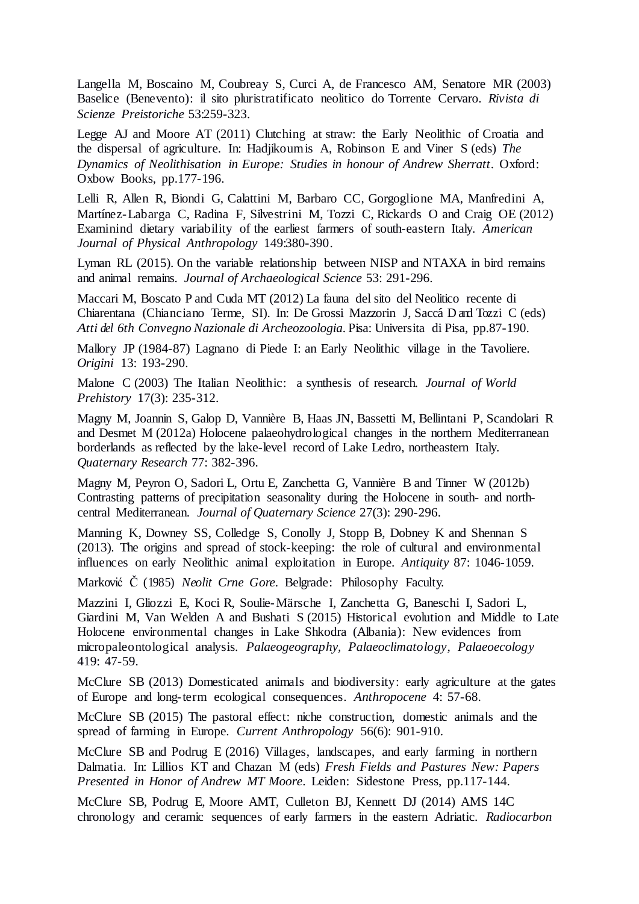Langella M, Boscaino M, Coubreay S, Curci A, de Francesco AM, Senatore MR (2003) Baselice (Benevento): il sito pluristratificato neolitico do Torrente Cervaro. *Rivista di Scienze Preistoriche* 53:259-323.

Legge AJ and Moore AT (2011) Clutching at straw: the Early Neolithic of Croatia and the dispersal of agriculture. In: Hadjikoumis A, Robinson E and Viner S (eds) *The Dynamics of Neolithisation in Europe: Studies in honour of Andrew Sherratt*. Oxford: Oxbow Books, pp.177-196.

Lelli R, Allen R, Biondi G, Calattini M, Barbaro CC, Gorgoglione MA, Manfredini A, Martínez-Labarga C, Radina F, Silvestrini M, Tozzi C, Rickards O and Craig OE (2012) Examinind dietary variability of the earliest farmers of south-eastern Italy. *American Journal of Physical Anthropology* 149:380-390.

Lyman RL (2015). On the variable relationship between NISP and NTAXA in bird remains and animal remains. *Journal of Archaeological Science* 53: 291-296.

Maccari M, Boscato P and Cuda MT (2012) La fauna del sito del Neolitico recente di Chiarentana (Chianciano Terme, SI). In: De Grossi Mazzorin J, Saccá D and Tozzi C (eds) *Atti del 6th Convegno Nazionale di Archeozoologia*. Pisa: Universita di Pisa, pp.87-190.

Mallory JP (1984-87) Lagnano di Piede I: an Early Neolithic village in the Tavoliere. *Origini* 13: 193-290.

Malone C (2003) The Italian Neolithic: a synthesis of research. *Journal of World Prehistory* 17(3): 235-312.

Magny M, Joannin S, Galop D, Vannière B, Haas JN, Bassetti M, Bellintani P, Scandolari R and Desmet M (2012a) Holocene palaeohydrological changes in the northern Mediterranean borderlands as reflected by the lake-level record of Lake Ledro, northeastern Italy. *Quaternary Research* 77: 382-396.

Magny M, Peyron O, Sadori L, Ortu E, Zanchetta G, Vannière B and Tinner W (2012b) Contrasting patterns of precipitation seasonality during the Holocene in south- and north-central Mediterranean. *Journal of Quaternary Science* 27(3): 290-296.

Manning K, Downey SS, Colledge S, Conolly J, Stopp B, Dobney K and Shennan S (2013). The origins and spread of stock-keeping: the role of cultural and environmental influences on early Neolithic animal exploitation in Europe. *Antiquity* 87: 1046-1059.

Marković Č (1985) *Neolit Crne Gore*. Belgrade: Philosophy Faculty.

Mazzini I, Gliozzi E, Koci R, Soulie-Märsche I, Zanchetta G, Baneschi I, Sadori L, Giardini M, Van Welden A and Bushati S (2015) Historical evolution and Middle to Late Holocene environmental changes in Lake Shkodra (Albania): New evidences from micropaleontological analysis. *Palaeogeography, Palaeoclimatology, Palaeoecology* 419: 47-59.

McClure SB (2013) Domesticated animals and biodiversity: early agriculture at the gates of Europe and long-term ecological consequences. *Anthropocene* 4: 57-68.

McClure SB (2015) The pastoral effect: niche construction, domestic animals and the spread of farming in Europe. *Current Anthropology* 56(6): 901-910.

McClure SB and Podrug E (2016) Villages, landscapes, and early farming in northern Dalmatia. In: Lillios KT and Chazan M (eds) *Fresh Fields and Pastures New: Papers Presented in Honor of Andrew MT Moore*. Leiden: Sidestone Press, pp.117-144.

McClure SB, Podrug E, Moore AMT, Culleton BJ, Kennett DJ (2014) AMS 14C chronology and ceramic sequences of early farmers in the eastern Adriatic. *Radiocarbon*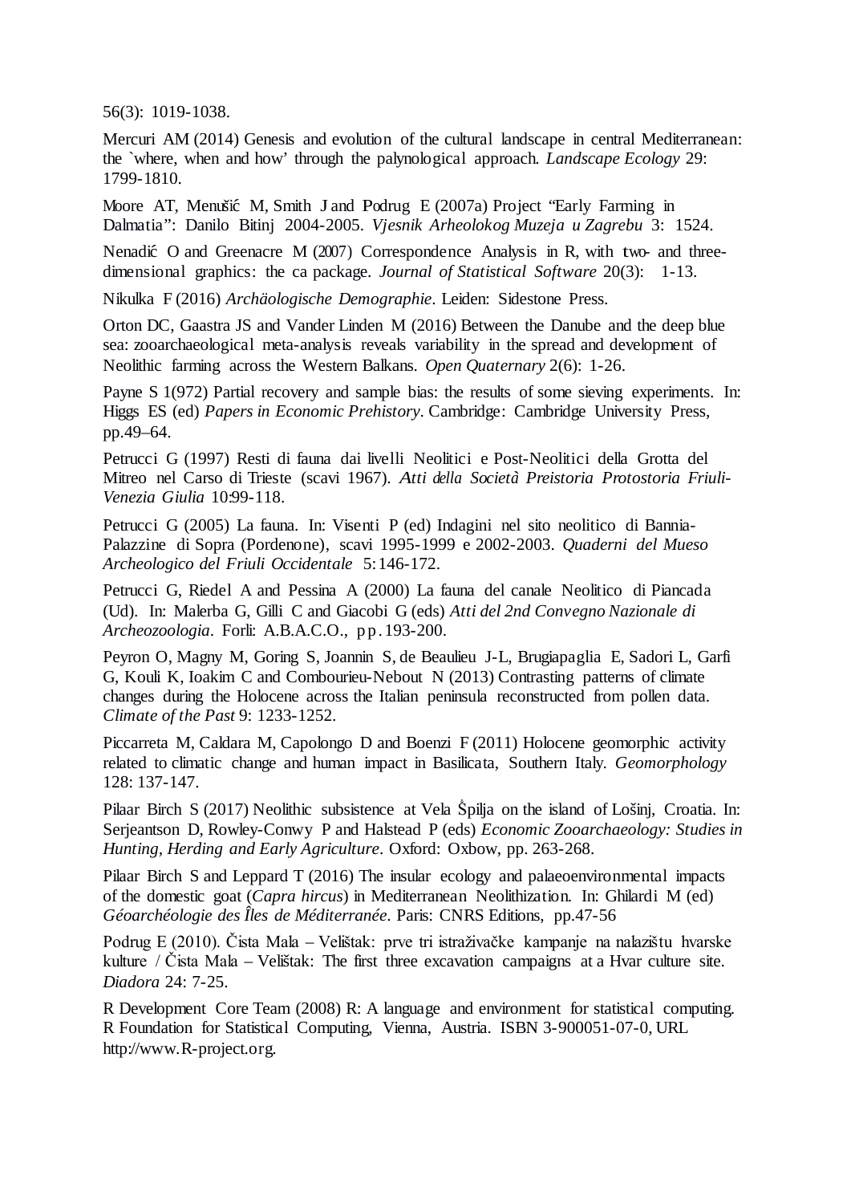56(3): 1019-1038.

Mercuri AM (2014) Genesis and evolution of the cultural landscape in central Mediterranean: the `where, when and how' through the palynological approach. *Landscape Ecology* 29: 1799-1810.

Moore AT, Menušić M, Smith J and Podrug E (2007a) Project "Early Farming in Dalmatia": Danilo Bitinj 2004-2005. *Vjesnik Arheolokog Muzeja u Zagrebu* 3: 1524.

Nenadić O and Greenacre M (2007) Correspondence Analysis in R, with two- and three-dimensional graphics: the ca package. *Journal of Statistical Software* 20(3): 1-13.

Nikulka F (2016) *Archäologische Demographie*. Leiden: Sidestone Press.

Orton DC, Gaastra JS and Vander Linden M (2016) Between the Danube and the deep blue sea: zooarchaeological meta-analysis reveals variability in the spread and development of Neolithic farming across the Western Balkans. *Open Quaternary* 2(6): 1-26.

Payne S 1(972) Partial recovery and sample bias: the results of some sieving experiments. In: Higgs ES (ed) *Papers in Economic Prehistory*. Cambridge: Cambridge University Press, pp.49–64.

Petrucci G (1997) Resti di fauna dai livelli Neolitici e Post-Neolitici della Grotta del Mitreo nel Carso di Trieste (scavi 1967). *Atti della Società Preistoria Protostoria Friuli-Venezia Giulia* 10:99-118.

Petrucci G (2005) La fauna. In: Visenti P (ed) Indagini nel sito neolitico di Bannia-Palazzine di Sopra (Pordenone), scavi 1995-1999 e 2002-2003. *Quaderni del Mueso Archeologico del Friuli Occidentale* 5:146-172.

Petrucci G, Riedel A and Pessina A (2000) La fauna del canale Neolitico di Piancada (Ud). In: Malerba G, Gilli C and Giacobi G (eds) *Atti del 2nd Convegno Nazionale di Archeozoologia*. Forli: A.B.A.C.O., pp.193-200.

Peyron O, Magny M, Goring S, Joannin S, de Beaulieu J-L, Brugiapaglia E, Sadori L, Garfi G, Kouli K, Ioakim C and Combourieu-Nebout N (2013) Contrasting patterns of climate changes during the Holocene across the Italian peninsula reconstructed from pollen data. *Climate of the Past* 9: 1233-1252.

Piccarreta M, Caldara M, Capolongo D and Boenzi F (2011) Holocene geomorphic activity related to climatic change and human impact in Basilicata, Southern Italy. *Geomorphology* 128: 137-147.

Pilaar Birch S (2017) Neolithic subsistence at Vela Špilja on the island of Lošinj, Croatia. In: Serjeantson D, Rowley-Conwy P and Halstead P (eds) *Economic Zooarchaeology: Studies in Hunting, Herding and Early Agriculture*. Oxford: Oxbow, pp. 263-268.

Pilaar Birch S and Leppard T (2016) The insular ecology and palaeoenvironmental impacts of the domestic goat (*Capra hircus*) in Mediterranean Neolithization. In: Ghilardi M (ed) *Géoarchéologie des Îles de Méditerranée*. Paris: CNRS Editions, pp.47-56

Podrug E (2010). Čista Mala – Velištak: prve tri istraživačke kampanje na nalazištu hvarske kulture / Čista Mala – Velištak: The first three excavation campaigns at a Hvar culture site. *Diadora* 24: 7-25.

R Development Core Team (2008) R: A language and environment for statistical computing. R Foundation for Statistical Computing, Vienna, Austria. ISBN 3-900051-07-0, URL http://www.R-project.org.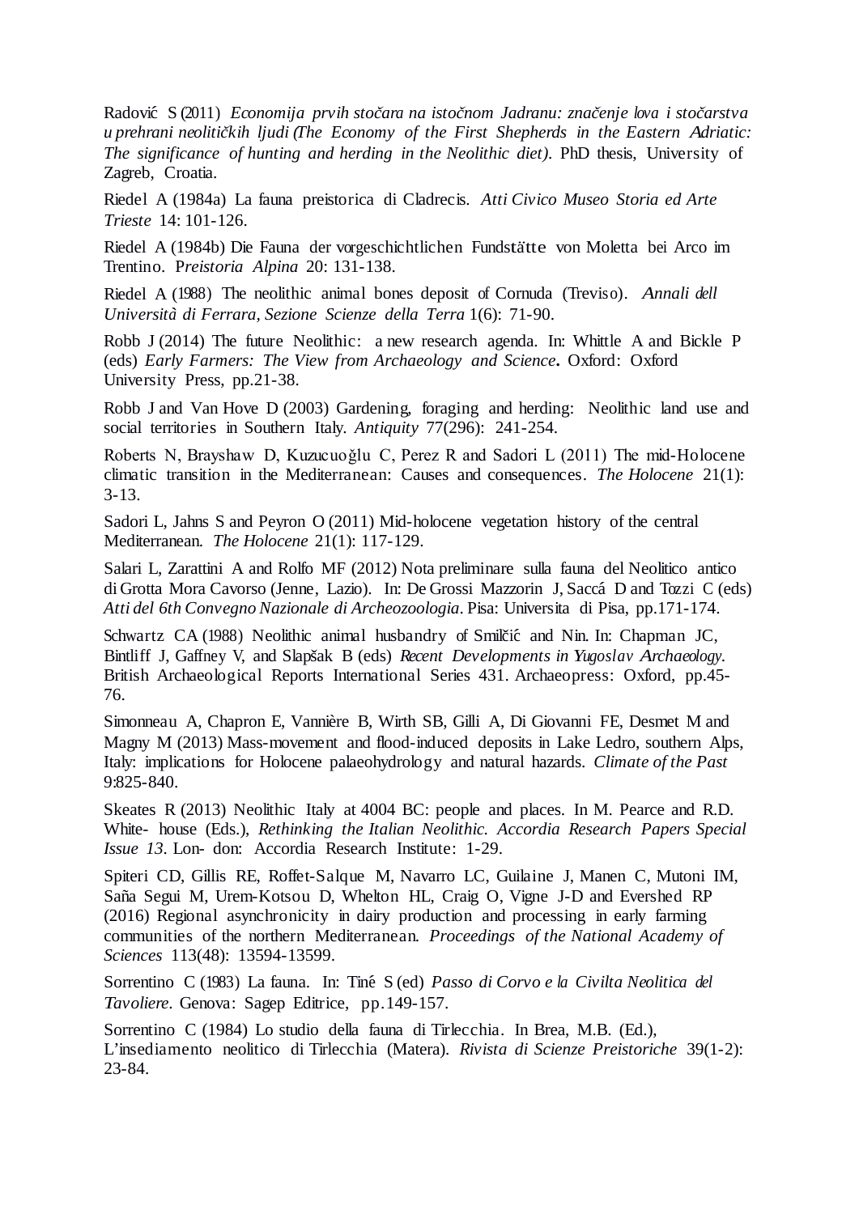Radović S (2011) *Economija prvih stočara na istočnom Jadranu: značenje lova i stočarstva u prehrani neolitičkih ljudi (The Economy of the First Shepherds in the Eastern Adriatic: The significance of hunting and herding in the Neolithic diet).* PhD thesis, University of Zagreb, Croatia.

Riedel A (1984a) La fauna preistorica di Cladrecis. *Atti Civico Museo Storia ed Arte Trieste* 14: 101-126.

Riedel A (1984b) Die Fauna der vorgeschichtlichen Fundstätte von Moletta bei Arco im Trentino. *Preistoria Alpina* 20: 131-138.

Riedel A (1988) The neolithic animal bones deposit of Cornuda (Treviso). *Annali dell Università di Ferrara, Sezione Scienze della Terra* 1(6): 71-90.

Robb J (2014) The future Neolithic: a new research agenda. In: Whittle A and Bickle P (eds) *Early Farmers: The View from Archaeology and Science***.** Oxford: Oxford University Press, pp.21-38.

Robb J and Van Hove D (2003) Gardening, foraging and herding: Neolithic land use and social territories in Southern Italy. *Antiquity* 77(296): 241-254.

Roberts N, Brayshaw D, Kuzucuoğlu C, Perez R and Sadori L (2011) The mid-Holocene climatic transition in the Mediterranean: Causes and consequences. *The Holocene* 21(1): 3-13.

Sadori L, Jahns S and Peyron O (2011) Mid-holocene vegetation history of the central Mediterranean. *The Holocene* 21(1): 117-129.

Salari L, Zarattini A and Rolfo MF (2012) Nota preliminare sulla fauna del Neolitico antico di Grotta Mora Cavorso (Jenne, Lazio). In: De Grossi Mazzorin J, Saccá D and Tozzi C (eds) *Atti del 6th Convegno Nazionale di Archeozoologia*. Pisa: Universita di Pisa, pp.171-174.

Schwartz CA (1988) Neolithic animal husbandry of Smilčić and Nin. In: Chapman JC, Bintliff J, Gaffney V, and Slapšak B (eds) *Recent Developments in Yugoslav Archaeology.* British Archaeological Reports International Series 431. Archaeopress: Oxford, pp.45-76.

Simonneau A, Chapron E, Vannière B, Wirth SB, Gilli A, Di Giovanni FE, Desmet M and Magny M (2013) Mass-movement and flood-induced deposits in Lake Ledro, southern Alps, Italy: implications for Holocene palaeohydrology and natural hazards. *Climate of the Past* 9:825-840.

Skeates R (2013) Neolithic Italy at 4004 BC: people and places. In M. Pearce and R.D. White- house (Eds.), *Rethinking the Italian Neolithic. Accordia Research Papers Special Issue 13*. Lon- don: Accordia Research Institute: 1-29.

Spiteri CD, Gillis RE, Roffet-Salque M, Navarro LC, Guilaine J, Manen C, Mutoni IM, Saña Segui M, Urem-Kotsou D, Whelton HL, Craig O, Vigne J-D and Evershed RP (2016) Regional asynchronicity in dairy production and processing in early farming communities of the northern Mediterranean. *Proceedings of the National Academy of Sciences* 113(48): 13594-13599.

Sorrentino C (1983) La fauna. In: Tiné S (ed) *Passo di Corvo e la Civilta Neolitica del Tavoliere*. Genova: Sagep Editrice, pp.149-157.

Sorrentino C (1984) Lo studio della fauna di Tirlecchia. In Brea, M.B. (Ed.), L'insediamento neolitico di Tirlecchia (Matera). *Rivista di Scienze Preistoriche* 39(1-2): 23-84.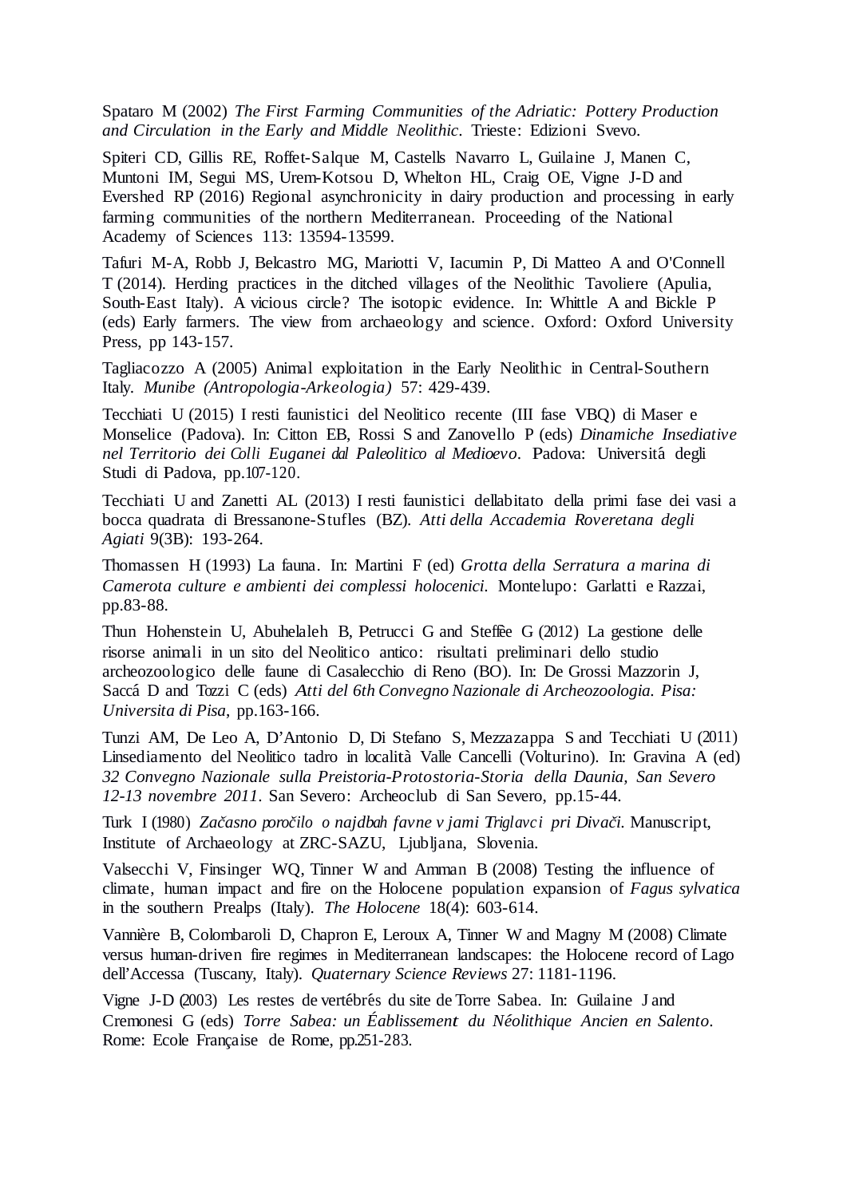Spataro M (2002) *The First Farming Communities of the Adriatic: Pottery Production and Circulation in the Early and Middle Neolithic*. Trieste: Edizioni Svevo.

Spiteri CD, Gillis RE, Roffet-Salque M, Castells Navarro L, Guilaine J, Manen C, Muntoni IM, Segui MS, Urem-Kotsou D, Whelton HL, Craig OE, Vigne J-D and Evershed RP (2016) Regional asynchronicity in dairy production and processing in early farming communities of the northern Mediterranean. Proceeding of the National Academy of Sciences 113: 13594-13599.

Tafuri M-A, Robb J, Belcastro MG, Mariotti V, Iacumin P, Di Matteo A and O'Connell T (2014). Herding practices in the ditched villages of the Neolithic Tavoliere (Apulia, South-East Italy). A vicious circle? The isotopic evidence. In: Whittle A and Bickle P (eds) Early farmers. The view from archaeology and science. Oxford: Oxford University Press, pp 143-157.

Tagliacozzo A (2005) Animal exploitation in the Early Neolithic in Central-Southern Italy. *Munibe (Antropologia-Arkeologia)* 57: 429-439.

Tecchiati U (2015) I resti faunistici del Neolitico recente (III fase VBQ) di Maser e Monselice (Padova). In: Citton EB, Rossi S and Zanovello P (eds) *Dinamiche Insediative nel Territorio dei Colli Euganei dal Paleolitico al Medioevo*. Padova: Universitá degli Studi di Padova, pp.107-120.

Tecchiati U and Zanetti AL (2013) I resti faunistici dellabitato della primi fase dei vasi a bocca quadrata di Bressanone-Stufles (BZ). *Atti della Accademia Roveretana degli Agiati* 9(3B): 193-264.

Thomassen H (1993) La fauna. In: Martini F (ed) *Grotta della Serratura a marina di Camerota culture e ambienti dei complessi holocenici*. Montelupo: Garlatti e Razzai, pp.83-88.

Thun Hohenstein U, Abuhelaleh B, Petrucci G and Steffèe G (2012) La gestione delle risorse animali in un sito del Neolitico antico: risultati preliminari dello studio archeozoologico delle faune di Casalecchio di Reno (BO). In: De Grossi Mazzorin J, Saccá D and Tozzi C (eds) *Atti del 6th Convegno Nazionale di Archeozoologia. Pisa: Universita di Pisa*, pp.163-166.

Tunzi AM, De Leo A, D'Antonio D, Di Stefano S, Mezzazappa S and Tecchiati U (2011) Linsediamento del Neolitico tadro in località Valle Cancelli (Volturino). In: Gravina A (ed) *32 Convegno Nazionale sulla Preistoria-Protostoria-Storia della Daunia, San Severo 12-13 novembre 2011*. San Severo: Archeoclub di San Severo, pp.15-44.

Turk I (1980) *Začasno poročilo o najdbah favne v jami Triglavci pri Divači*. Manuscript, Institute of Archaeology at ZRC-SAZU, Ljubljana, Slovenia.

Valsecchi V, Finsinger WQ, Tinner W and Amman B (2008) Testing the influence of climate, human impact and fire on the Holocene population expansion of *Fagus sylvatica* in the southern Prealps (Italy). *The Holocene* 18(4): 603-614.

Vannière B, Colombaroli D, Chapron E, Leroux A, Tinner W and Magny M (2008) Climate versus human-driven fire regimes in Mediterranean landscapes: the Holocene record of Lago dell'Accessa (Tuscany, Italy). *Quaternary Science Reviews* 27: 1181-1196.

Vigne J-D (2003) Les restes de vertébrés du site de Torre Sabea. In: Guilaine J and Cremonesi G (eds) *Torre Sabea: un Éablissement du Néolithique Ancien en Salento*. Rome: Ecole Française de Rome, pp.251-283.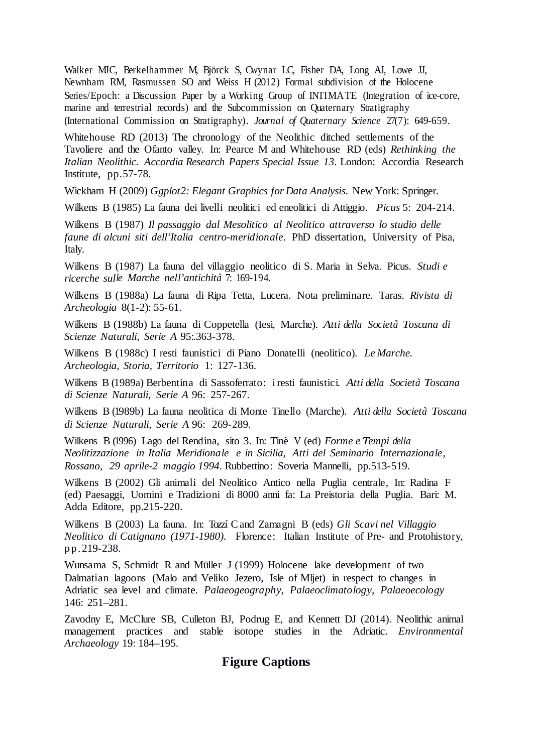Walker MJC, Berkelhammer M, Björck S, Cwynar LC, Fisher DA, Long AJ, Lowe JJ, Newnham RM, Rasmussen SO and Weiss H (2012) Formal subdivision of the Holocene Series/Epoch: a Discussion Paper by a Working Group of INTIMATE (Integration of ice-core, marine and terrestrial records) and the Subcommission on Quaternary Stratigraphy (International Commission on Stratigraphy). *Journal of Quaternary Science* 27(7): 649-659.

Whitehouse RD (2013) The chronology of the Neolithic ditched settlements of the Tavoliere and the Ofanto valley. In: Pearce M and Whitehouse RD (eds) *Rethinking the Italian Neolithic. Accordia Research Papers Special Issue 13*. London: Accordia Research Institute, pp.57-78.

Wickham H (2009) *Ggplot2: Elegant Graphics for Data Analysis.* New York: Springer.

Wilkens B (1985) La fauna dei livelli neolitici ed eneolitici di Attiggio. *Picus* 5: 204-214.

Wilkens B (1987) *Il passaggio dal Mesolitico al Neolitico attraverso lo studio delle faune di alcuni siti dell'Italia centro-meridionale*. PhD dissertation, University of Pisa, Italy.

Wilkens B (1987) La fauna del villaggio neolitico di S. Maria in Selva. Picus. *Studi e ricerche sulle Marche nell'antichità* 7: 169-194.

Wilkens B (1988a) La fauna di Ripa Tetta, Lucera. Nota preliminare. Taras. *Rivista di Archeologia* 8(1-2): 55-61.

Wilkens B (1988b) La fauna di Coppetella (Iesi, Marche). *Atti della Società Toscana di Scienze Naturali, Serie A* 95:.363-378.

Wilkens B (1988c) I resti faunistici di Piano Donatelli (neolitico). *Le Marche. Archeologia, Storia, Territorio* 1: 127-136.

Wilkens B (1989a) Berbentina di Sassoferrato: i resti faunistici. *Atti della Società Toscana di Scienze Naturali, Serie A* 96: 257-267.

Wilkens B (1989b) La fauna neolitica di Monte Tinello (Marche). *Atti della Società Toscana di Scienze Naturali, Serie A* 96: 269-289.

Wilkens B (1996) Lago del Rendina, sito 3. In: Tiné V (ed) *Forme e Tempi della Neolitizzazione in Italia Meridionale e in Sicilia, Atti del Seminario Internazionale, Rossano, 29 aprile-2 maggio 1994*. Rubbettino: Soveria Mannelli, pp.513-519.

Wilkens B (2002) Gli animali del Neolitico Antico nella Puglia centrale, In: Radina F (ed) Paesaggi, Uomini e Tradizioni di 8000 anni fa: La Preistoria della Puglia. Bari: M. Adda Editore, pp.215-220.

Wilkens B (2003) La fauna. In: Tozzí C and Zamagni B (eds) *Gli Scavi nel Villaggio Neolitico di Catignano (1971-1980).* Florence: Italian Institute of Pre- and Protohistory, pp.219-238.

Wunsama S, Schmidt R and Müller J (1999) Holocene lake development of two Dalmatian lagoons (Malo and Veliko Jezero, Isle of Mljet) in respect to changes in Adriatic sea level and climate. *Palaeogeography, Palaeoclimatology, Palaeoecology* 146: 251–281.

Zavodny E, McClure SB, Culleton BJ, Podrug E, and Kennett DJ (2014). Neolithic animal management practices and stable isotope studies in the Adriatic. *Environmental Archaeology* 19: 184–195.

## Figure Captions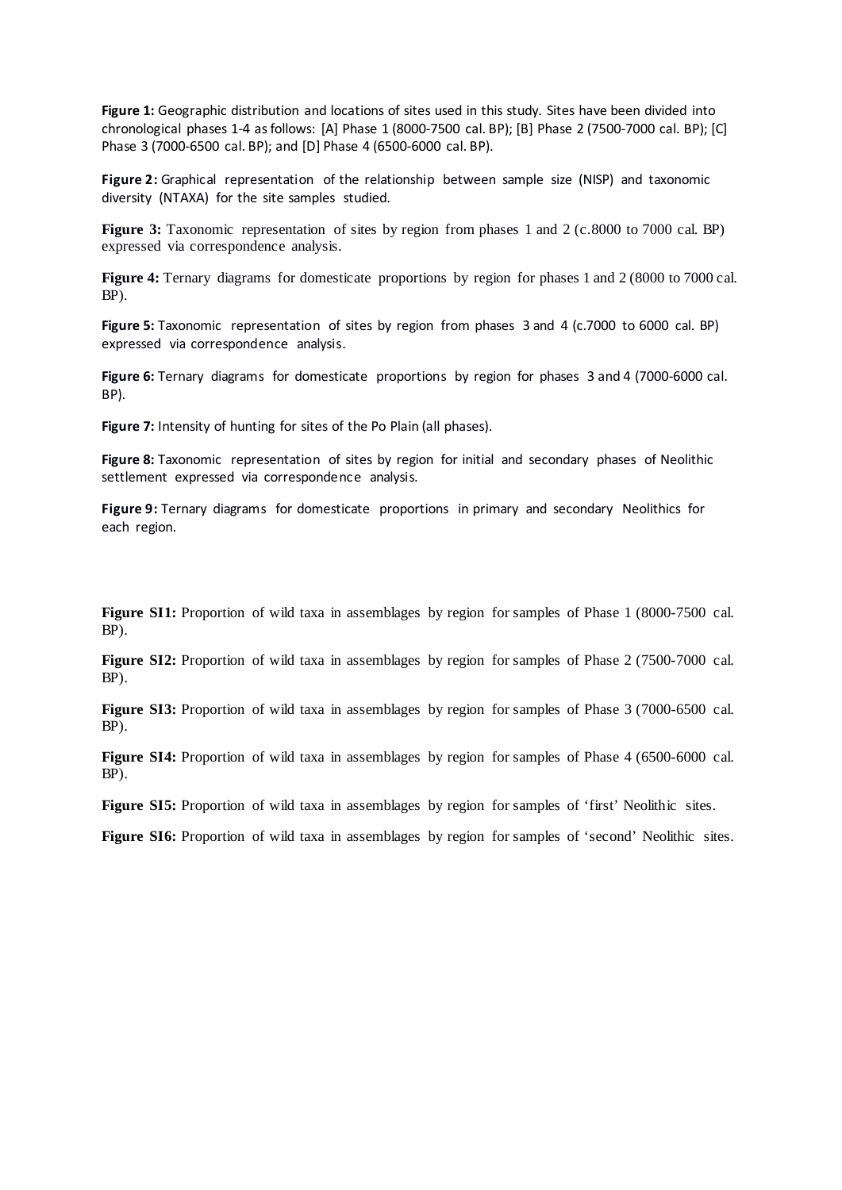**Figure 1:** Geographic distribution and locations of sites used in this study. Sites have been divided into chronological phases 1-4 as follows: [A] Phase 1 (8000-7500 cal. BP); [B] Phase 2 (7500-7000 cal. BP); [C] Phase 3 (7000-6500 cal. BP); and [D] Phase 4 (6500-6000 cal. BP).

**Figure 2:** Graphical representation of the relationship between sample size (NISP) and taxonomic diversity (NTAXA) for the site samples studied.

**Figure 3:** Taxonomic representation of sites by region from phases 1 and 2 (c.8000 to 7000 cal. BP) expressed via correspondence analysis.

**Figure 4:** Ternary diagrams for domesticate proportions by region for phases 1 and 2 (8000 to 7000 cal. BP).

**Figure 5:** Taxonomic representation of sites by region from phases 3 and 4 (c.7000 to 6000 cal. BP) expressed via correspondence analysis.

**Figure 6:** Ternary diagrams for domesticate proportions by region for phases 3 and 4 (7000-6000 cal. BP).

**Figure 7:** Intensity of hunting for sites of the Po Plain (all phases).

**Figure 8:** Taxonomic representation of sites by region for initial and secondary phases of Neolithic settlement expressed via correspondence analysis.

**Figure 9:** Ternary diagrams for domesticate proportions in primary and secondary Neolithics for each region.

**Figure SI1:** Proportion of wild taxa in assemblages by region for samples of Phase 1 (8000-7500 cal. BP).

**Figure SI2:** Proportion of wild taxa in assemblages by region for samples of Phase 2 (7500-7000 cal. BP).

**Figure SI3:** Proportion of wild taxa in assemblages by region for samples of Phase 3 (7000-6500 cal. BP).

**Figure SI4:** Proportion of wild taxa in assemblages by region for samples of Phase 4 (6500-6000 cal. BP).

**Figure SI5:** Proportion of wild taxa in assemblages by region for samples of 'first' Neolithic sites.

**Figure SI6:** Proportion of wild taxa in assemblages by region for samples of 'second' Neolithic sites.